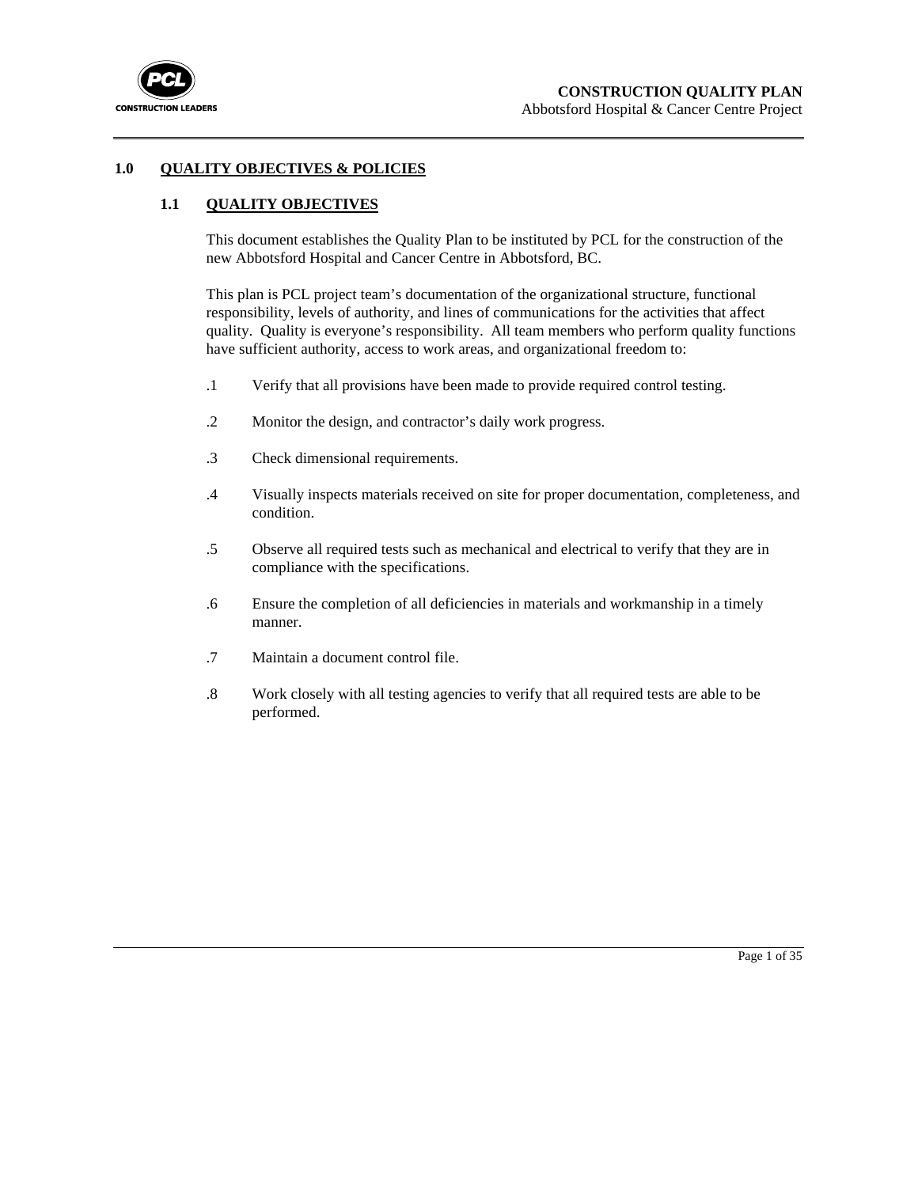# 1.0 QUALITY OBJECTIVES & POLICIES

## 1.1 QUALITY OBJECTIVES

This document establishes the Quality Plan to be instituted by PCL for the construction of the new Abbotsford Hospital and Cancer Centre in Abbotsford, BC.

This plan is PCL project team's documentation of the organizational structure, functional responsibility, levels of authority, and lines of communications for the activities that affect quality. Quality is everyone's responsibility. All team members who perform quality functions have sufficient authority, access to work areas, and organizational freedom to:

.1 Verify that all provisions have been made to provide required control testing.

.2 Monitor the design, and contractor's daily work progress.

.3 Check dimensional requirements.

.4 Visually inspects materials received on site for proper documentation, completeness, and condition.

.5 Observe all required tests such as mechanical and electrical to verify that they are in compliance with the specifications.

.6 Ensure the completion of all deficiencies in materials and workmanship in a timely manner.

.7 Maintain a document control file.

.8 Work closely with all testing agencies to verify that all required tests are able to be performed.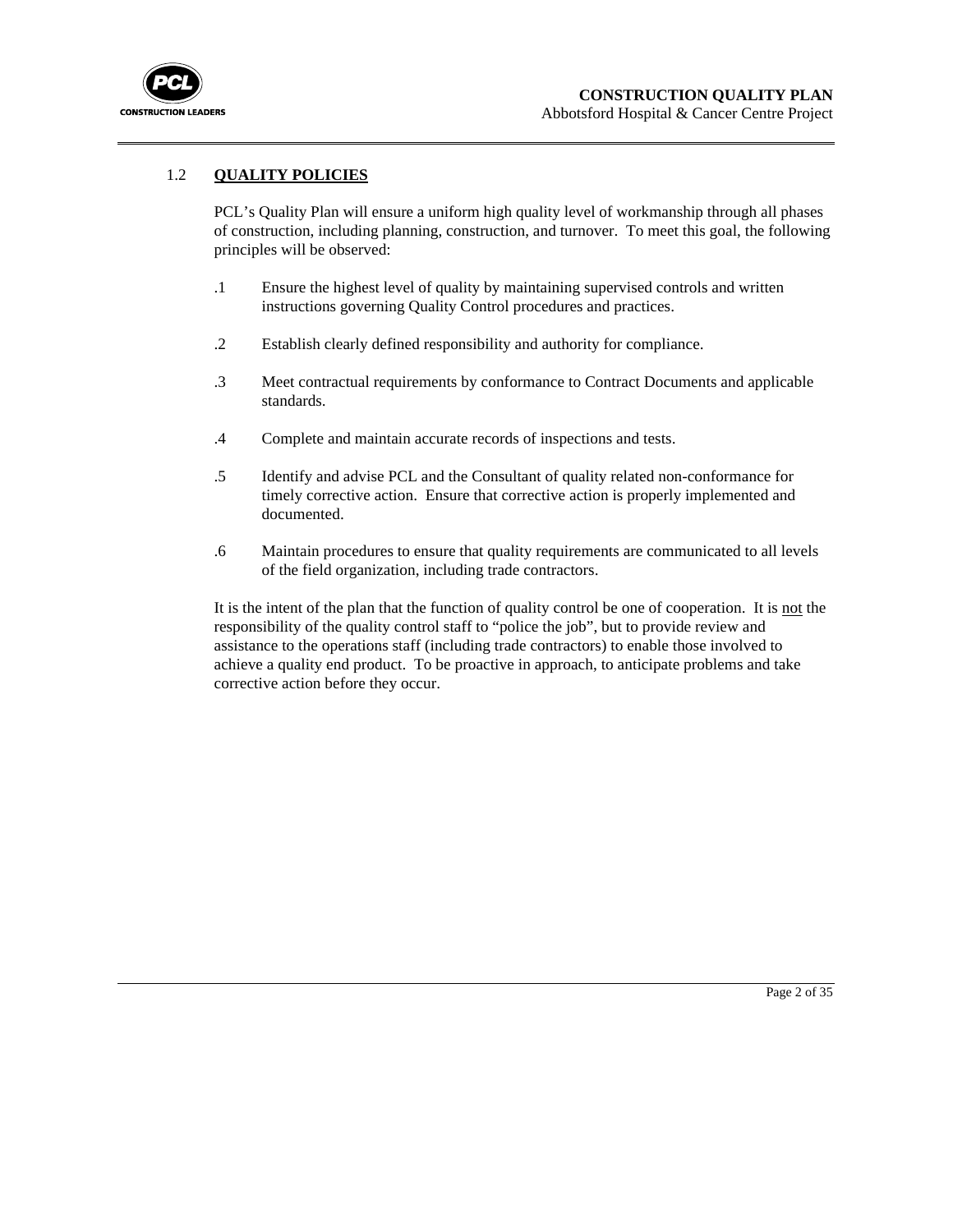## 1.2 QUALITY POLICIES

PCL's Quality Plan will ensure a uniform high quality level of workmanship through all phases of construction, including planning, construction, and turnover. To meet this goal, the following principles will be observed:

.1 Ensure the highest level of quality by maintaining supervised controls and written instructions governing Quality Control procedures and practices.

.2 Establish clearly defined responsibility and authority for compliance.

.3 Meet contractual requirements by conformance to Contract Documents and applicable standards.

.4 Complete and maintain accurate records of inspections and tests.

.5 Identify and advise PCL and the Consultant of quality related non-conformance for timely corrective action. Ensure that corrective action is properly implemented and documented.

.6 Maintain procedures to ensure that quality requirements are communicated to all levels of the field organization, including trade contractors.

It is the intent of the plan that the function of quality control be one of cooperation. It is <u>not</u> the responsibility of the quality control staff to "police the job", but to provide review and assistance to the operations staff (including trade contractors) to enable those involved to achieve a quality end product. To be proactive in approach, to anticipate problems and take corrective action before they occur.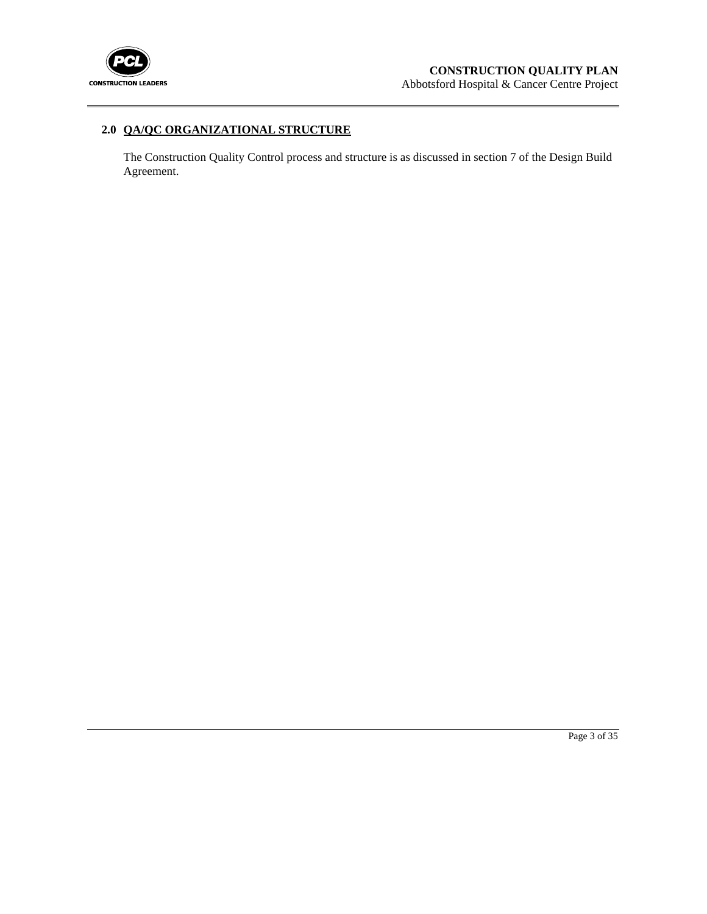## 2.0 QA/QC ORGANIZATIONAL STRUCTURE

The Construction Quality Control process and structure is as discussed in section 7 of the Design Build Agreement.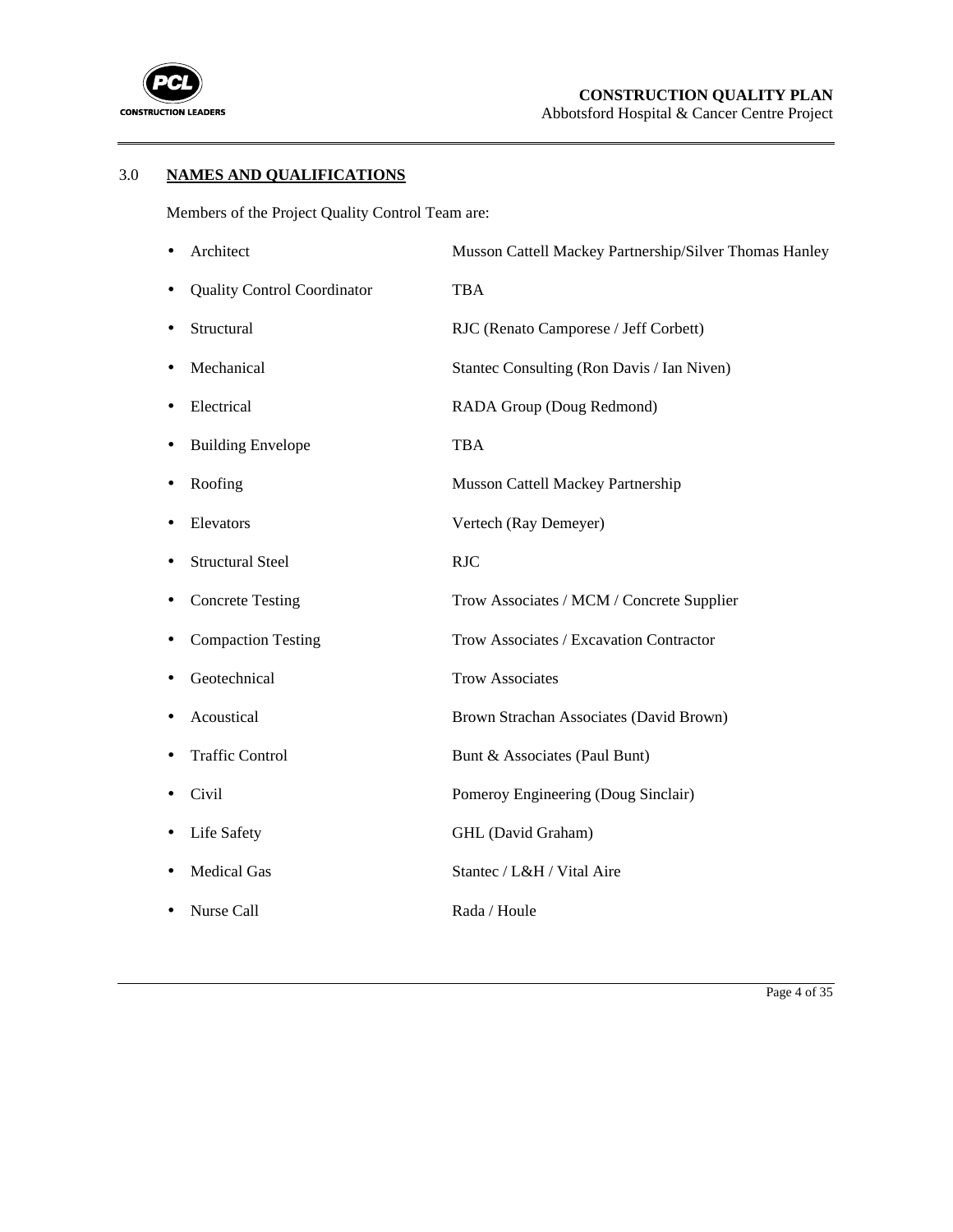## 3.0 NAMES AND QUALIFICATIONS

Members of the Project Quality Control Team are:

- Architect — Musson Cattell Mackey Partnership/Silver Thomas Hanley
- Quality Control Coordinator — TBA
- Structural — RJC (Renato Camporese / Jeff Corbett)
- Mechanical — Stantec Consulting (Ron Davis / Ian Niven)
- Electrical — RADA Group (Doug Redmond)
- Building Envelope — TBA
- Roofing — Musson Cattell Mackey Partnership
- Elevators — Vertech (Ray Demeyer)
- Structural Steel — RJC
- Concrete Testing — Trow Associates / MCM / Concrete Supplier
- Compaction Testing — Trow Associates / Excavation Contractor
- Geotechnical — Trow Associates
- Acoustical — Brown Strachan Associates (David Brown)
- Traffic Control — Bunt & Associates (Paul Bunt)
- Civil — Pomeroy Engineering (Doug Sinclair)
- Life Safety — GHL (David Graham)
- Medical Gas — Stantec / L&H / Vital Aire
- Nurse Call — Rada / Houle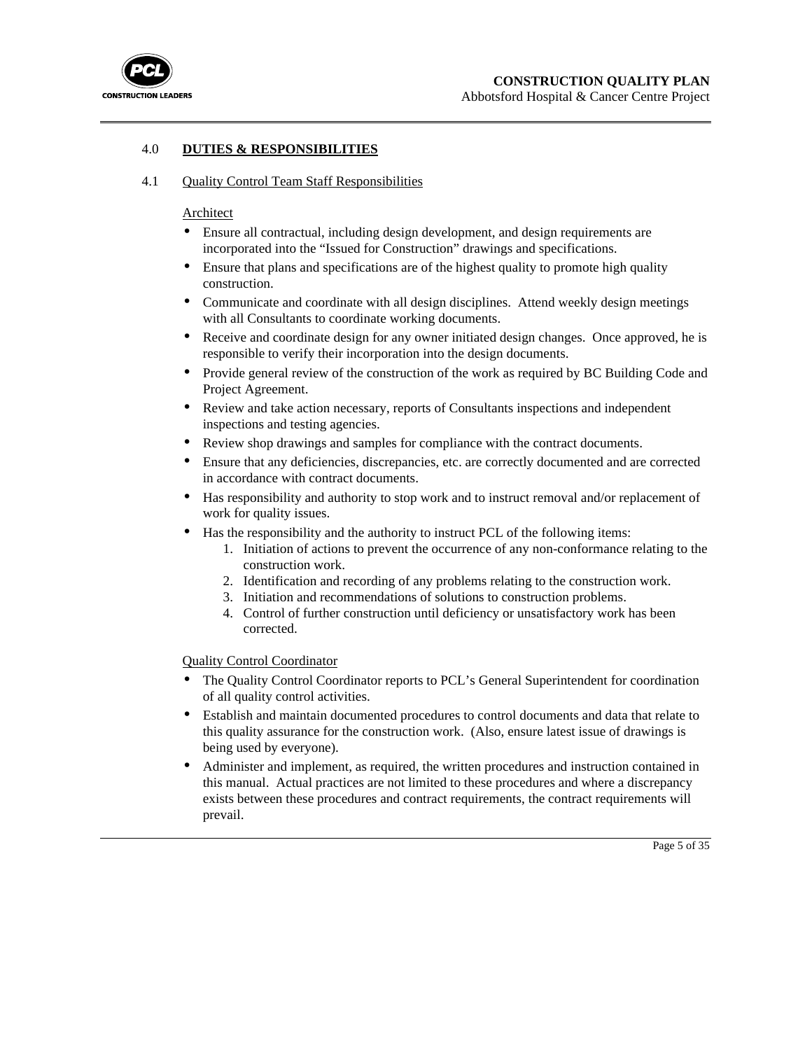## 4.0 DUTIES & RESPONSIBILITIES

### 4.1 Quality Control Team Staff Responsibilities

Architect

- Ensure all contractual, including design development, and design requirements are incorporated into the "Issued for Construction" drawings and specifications.
- Ensure that plans and specifications are of the highest quality to promote high quality construction.
- Communicate and coordinate with all design disciplines. Attend weekly design meetings with all Consultants to coordinate working documents.
- Receive and coordinate design for any owner initiated design changes. Once approved, he is responsible to verify their incorporation into the design documents.
- Provide general review of the construction of the work as required by BC Building Code and Project Agreement.
- Review and take action necessary, reports of Consultants inspections and independent inspections and testing agencies.
- Review shop drawings and samples for compliance with the contract documents.
- Ensure that any deficiencies, discrepancies, etc. are correctly documented and are corrected in accordance with contract documents.
- Has responsibility and authority to stop work and to instruct removal and/or replacement of work for quality issues.
- Has the responsibility and the authority to instruct PCL of the following items:
    1. Initiation of actions to prevent the occurrence of any non-conformance relating to the construction work.
    2. Identification and recording of any problems relating to the construction work.
    3. Initiation and recommendations of solutions to construction problems.
    4. Control of further construction until deficiency or unsatisfactory work has been corrected.

Quality Control Coordinator

- The Quality Control Coordinator reports to PCL's General Superintendent for coordination of all quality control activities.
- Establish and maintain documented procedures to control documents and data that relate to this quality assurance for the construction work. (Also, ensure latest issue of drawings is being used by everyone).
- Administer and implement, as required, the written procedures and instruction contained in this manual. Actual practices are not limited to these procedures and where a discrepancy exists between these procedures and contract requirements, the contract requirements will prevail.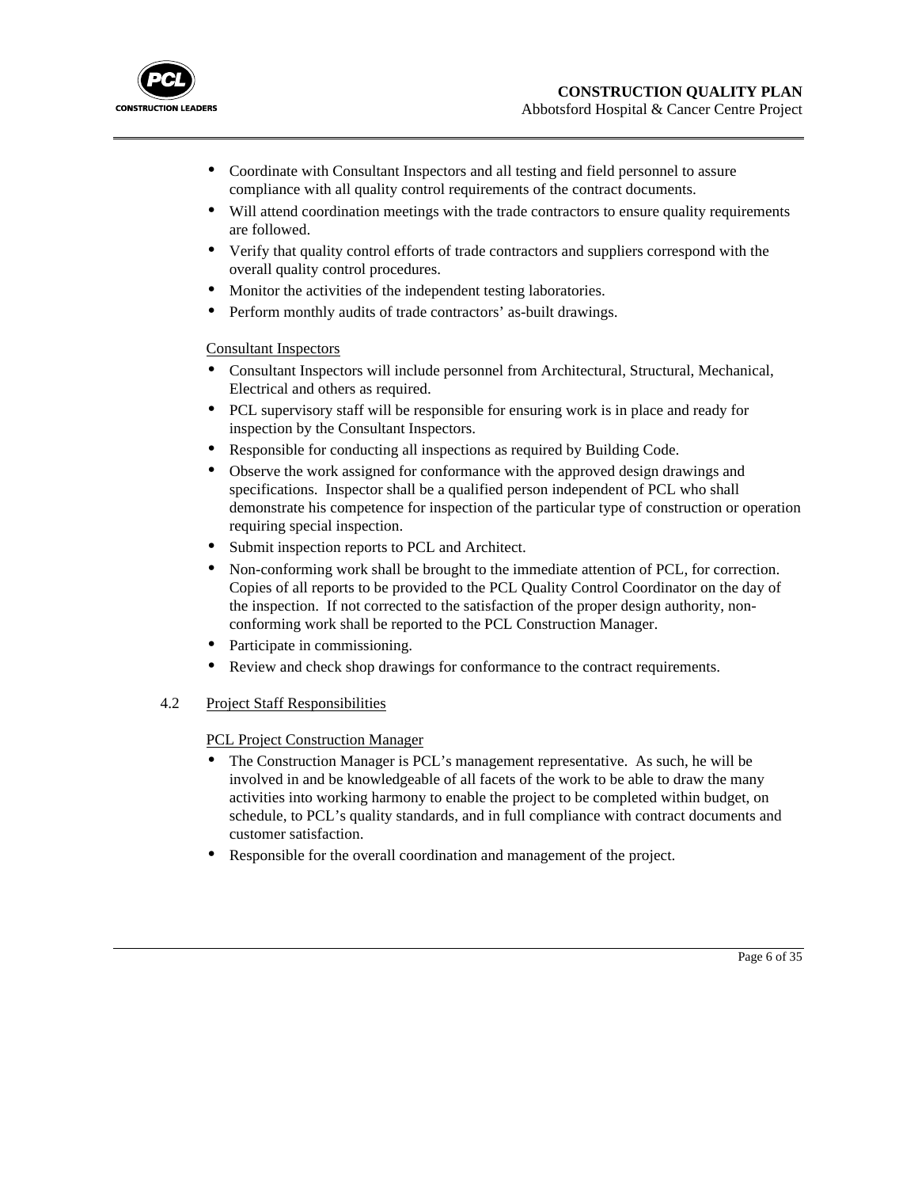- Coordinate with Consultant Inspectors and all testing and field personnel to assure compliance with all quality control requirements of the contract documents.
- Will attend coordination meetings with the trade contractors to ensure quality requirements are followed.
- Verify that quality control efforts of trade contractors and suppliers correspond with the overall quality control procedures.
- Monitor the activities of the independent testing laboratories.
- Perform monthly audits of trade contractors' as-built drawings.

Consultant Inspectors

- Consultant Inspectors will include personnel from Architectural, Structural, Mechanical, Electrical and others as required.
- PCL supervisory staff will be responsible for ensuring work is in place and ready for inspection by the Consultant Inspectors.
- Responsible for conducting all inspections as required by Building Code.
- Observe the work assigned for conformance with the approved design drawings and specifications. Inspector shall be a qualified person independent of PCL who shall demonstrate his competence for inspection of the particular type of construction or operation requiring special inspection.
- Submit inspection reports to PCL and Architect.
- Non-conforming work shall be brought to the immediate attention of PCL, for correction. Copies of all reports to be provided to the PCL Quality Control Coordinator on the day of the inspection. If not corrected to the satisfaction of the proper design authority, non-conforming work shall be reported to the PCL Construction Manager.
- Participate in commissioning.
- Review and check shop drawings for conformance to the contract requirements.

### 4.2 Project Staff Responsibilities

PCL Project Construction Manager

- The Construction Manager is PCL's management representative. As such, he will be involved in and be knowledgeable of all facets of the work to be able to draw the many activities into working harmony to enable the project to be completed within budget, on schedule, to PCL's quality standards, and in full compliance with contract documents and customer satisfaction.
- Responsible for the overall coordination and management of the project.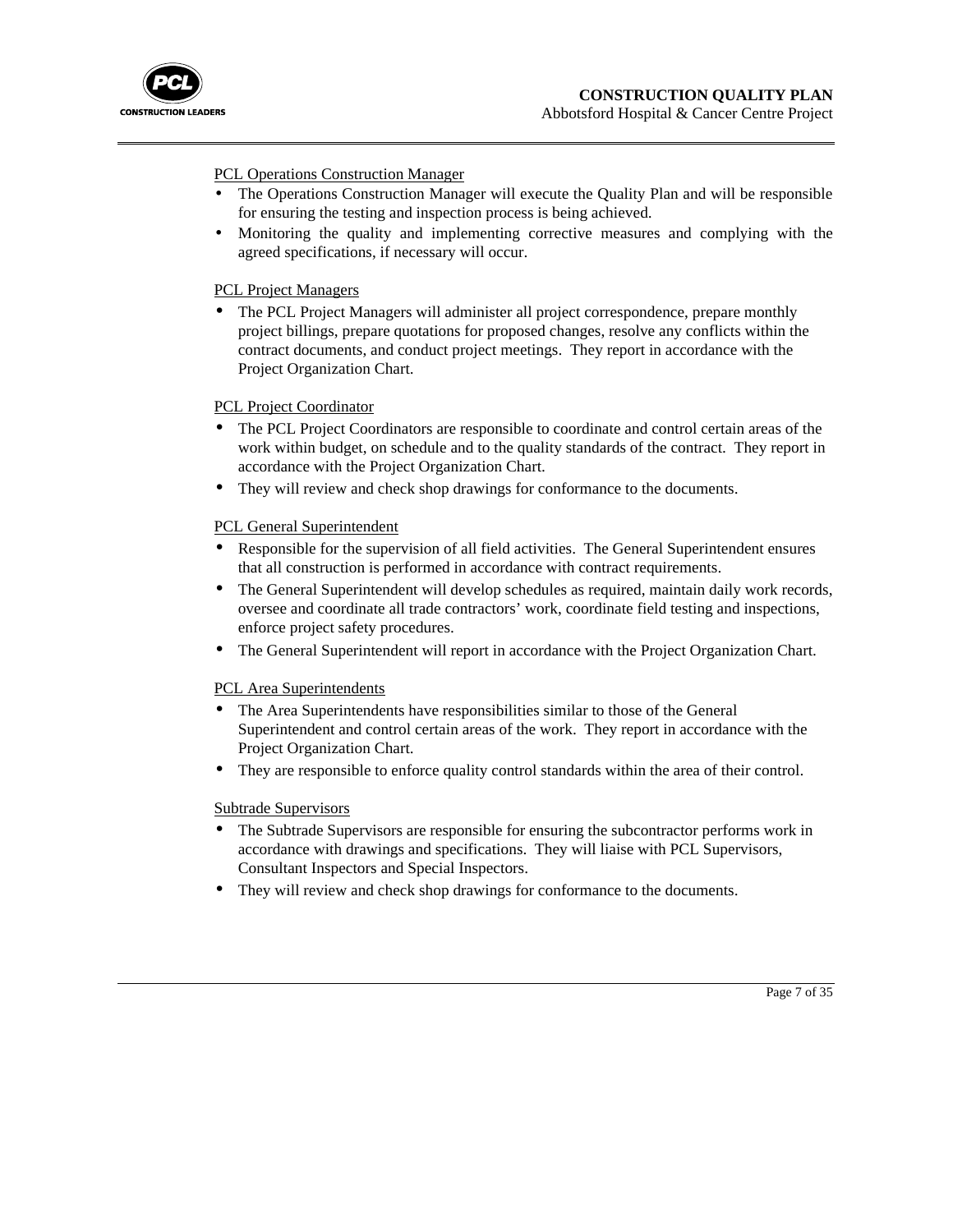PCL Operations Construction Manager

- The Operations Construction Manager will execute the Quality Plan and will be responsible for ensuring the testing and inspection process is being achieved.
- Monitoring the quality and implementing corrective measures and complying with the agreed specifications, if necessary will occur.

PCL Project Managers

- The PCL Project Managers will administer all project correspondence, prepare monthly project billings, prepare quotations for proposed changes, resolve any conflicts within the contract documents, and conduct project meetings. They report in accordance with the Project Organization Chart.

PCL Project Coordinator

- The PCL Project Coordinators are responsible to coordinate and control certain areas of the work within budget, on schedule and to the quality standards of the contract. They report in accordance with the Project Organization Chart.
- They will review and check shop drawings for conformance to the documents.

PCL General Superintendent

- Responsible for the supervision of all field activities. The General Superintendent ensures that all construction is performed in accordance with contract requirements.
- The General Superintendent will develop schedules as required, maintain daily work records, oversee and coordinate all trade contractors' work, coordinate field testing and inspections, enforce project safety procedures.
- The General Superintendent will report in accordance with the Project Organization Chart.

PCL Area Superintendents

- The Area Superintendents have responsibilities similar to those of the General Superintendent and control certain areas of the work. They report in accordance with the Project Organization Chart.
- They are responsible to enforce quality control standards within the area of their control.

Subtrade Supervisors

- The Subtrade Supervisors are responsible for ensuring the subcontractor performs work in accordance with drawings and specifications. They will liaise with PCL Supervisors, Consultant Inspectors and Special Inspectors.
- They will review and check shop drawings for conformance to the documents.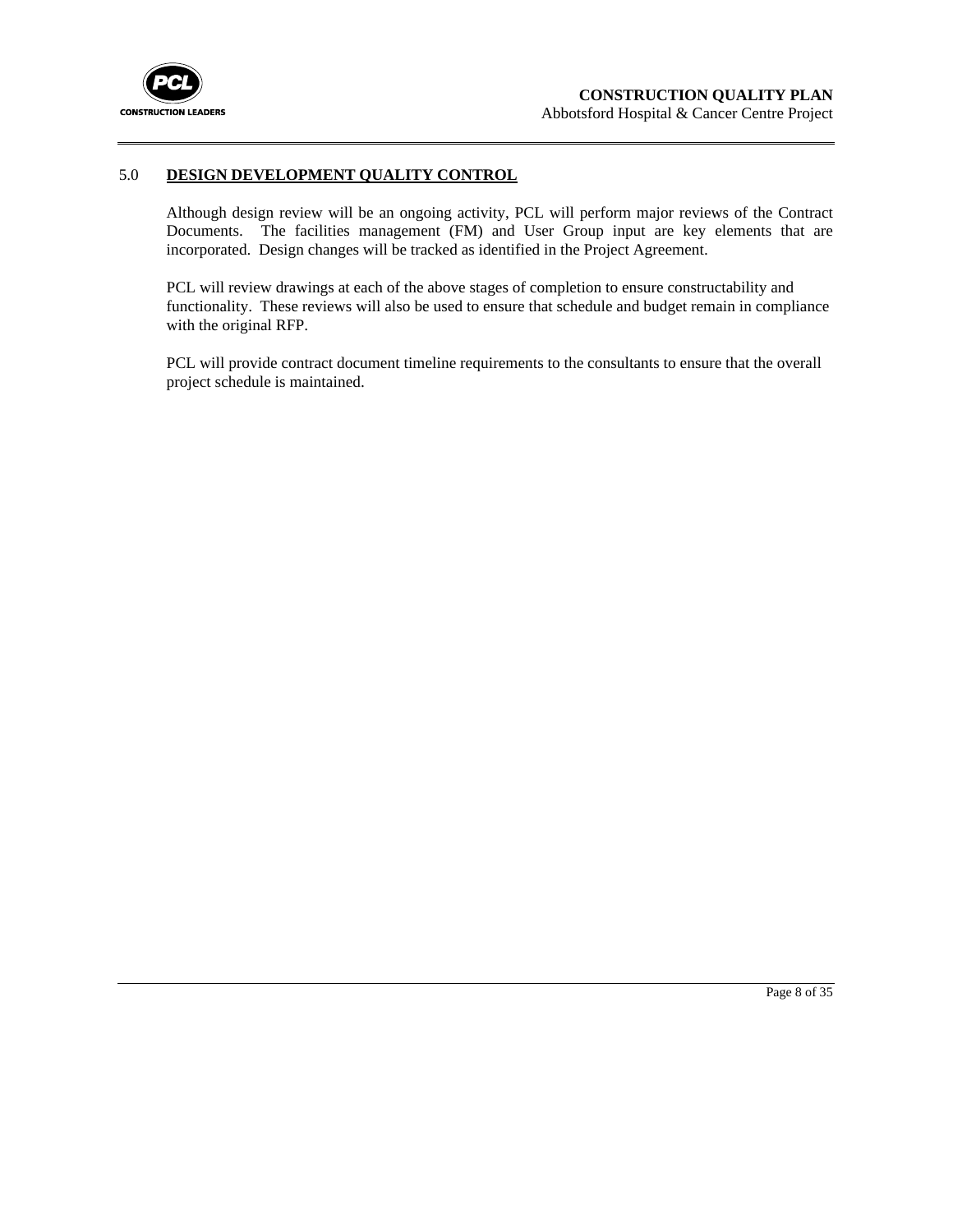## 5.0 <u>**DESIGN DEVELOPMENT QUALITY CONTROL**</u>

Although design review will be an ongoing activity, PCL will perform major reviews of the Contract Documents. The facilities management (FM) and User Group input are key elements that are incorporated. Design changes will be tracked as identified in the Project Agreement.

PCL will review drawings at each of the above stages of completion to ensure constructability and functionality. These reviews will also be used to ensure that schedule and budget remain in compliance with the original RFP.

PCL will provide contract document timeline requirements to the consultants to ensure that the overall project schedule is maintained.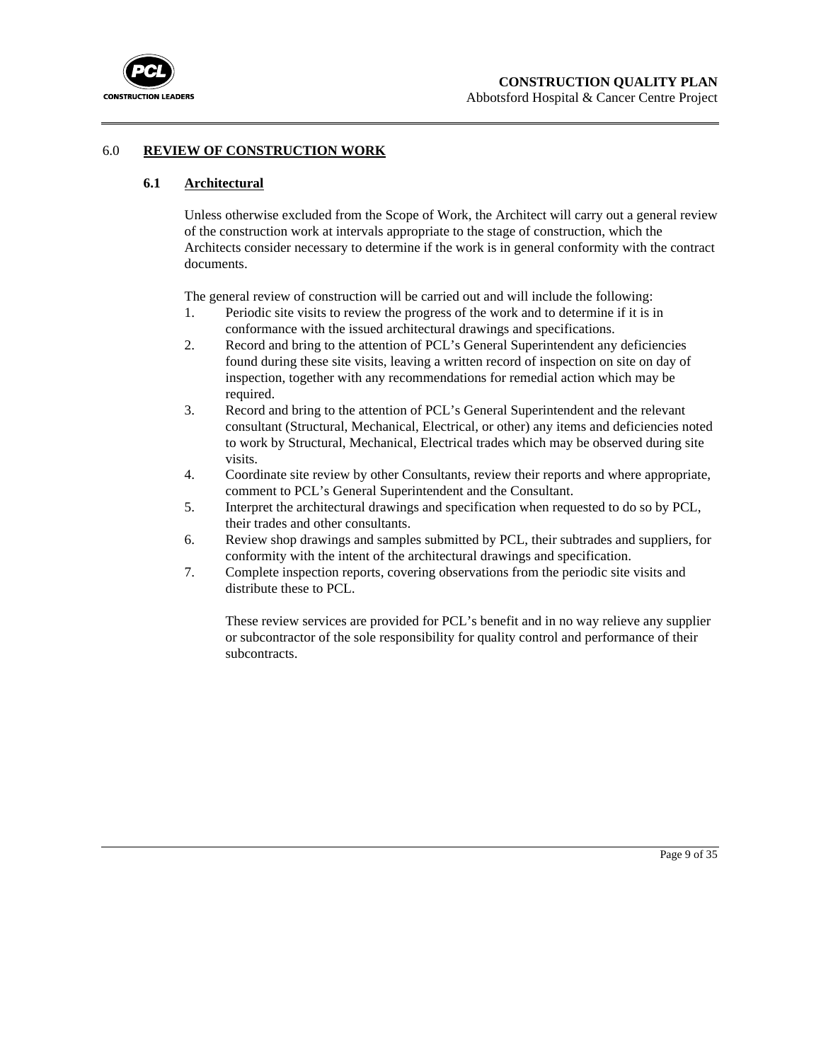# 6.0 REVIEW OF CONSTRUCTION WORK

## 6.1 Architectural

Unless otherwise excluded from the Scope of Work, the Architect will carry out a general review of the construction work at intervals appropriate to the stage of construction, which the Architects consider necessary to determine if the work is in general conformity with the contract documents.

The general review of construction will be carried out and will include the following:

1. Periodic site visits to review the progress of the work and to determine if it is in conformance with the issued architectural drawings and specifications.
2. Record and bring to the attention of PCL's General Superintendent any deficiencies found during these site visits, leaving a written record of inspection on site on day of inspection, together with any recommendations for remedial action which may be required.
3. Record and bring to the attention of PCL's General Superintendent and the relevant consultant (Structural, Mechanical, Electrical, or other) any items and deficiencies noted to work by Structural, Mechanical, Electrical trades which may be observed during site visits.
4. Coordinate site review by other Consultants, review their reports and where appropriate, comment to PCL's General Superintendent and the Consultant.
5. Interpret the architectural drawings and specification when requested to do so by PCL, their trades and other consultants.
6. Review shop drawings and samples submitted by PCL, their subtrades and suppliers, for conformity with the intent of the architectural drawings and specification.
7. Complete inspection reports, covering observations from the periodic site visits and distribute these to PCL.

   These review services are provided for PCL's benefit and in no way relieve any supplier or subcontractor of the sole responsibility for quality control and performance of their subcontracts.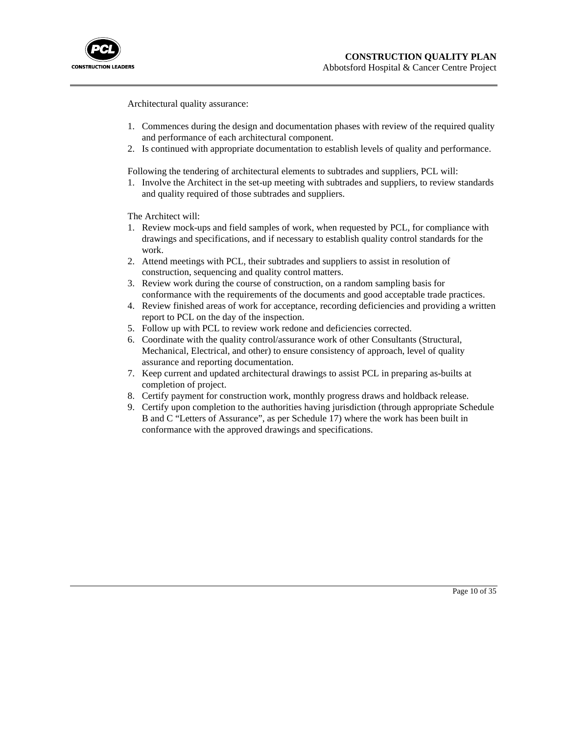Architectural quality assurance:

1. Commences during the design and documentation phases with review of the required quality and performance of each architectural component.
2. Is continued with appropriate documentation to establish levels of quality and performance.

Following the tendering of architectural elements to subtrades and suppliers, PCL will:

1. Involve the Architect in the set-up meeting with subtrades and suppliers, to review standards and quality required of those subtrades and suppliers.

The Architect will:

1. Review mock-ups and field samples of work, when requested by PCL, for compliance with drawings and specifications, and if necessary to establish quality control standards for the work.
2. Attend meetings with PCL, their subtrades and suppliers to assist in resolution of construction, sequencing and quality control matters.
3. Review work during the course of construction, on a random sampling basis for conformance with the requirements of the documents and good acceptable trade practices.
4. Review finished areas of work for acceptance, recording deficiencies and providing a written report to PCL on the day of the inspection.
5. Follow up with PCL to review work redone and deficiencies corrected.
6. Coordinate with the quality control/assurance work of other Consultants (Structural, Mechanical, Electrical, and other) to ensure consistency of approach, level of quality assurance and reporting documentation.
7. Keep current and updated architectural drawings to assist PCL in preparing as-builts at completion of project.
8. Certify payment for construction work, monthly progress draws and holdback release.
9. Certify upon completion to the authorities having jurisdiction (through appropriate Schedule B and C "Letters of Assurance", as per Schedule 17) where the work has been built in conformance with the approved drawings and specifications.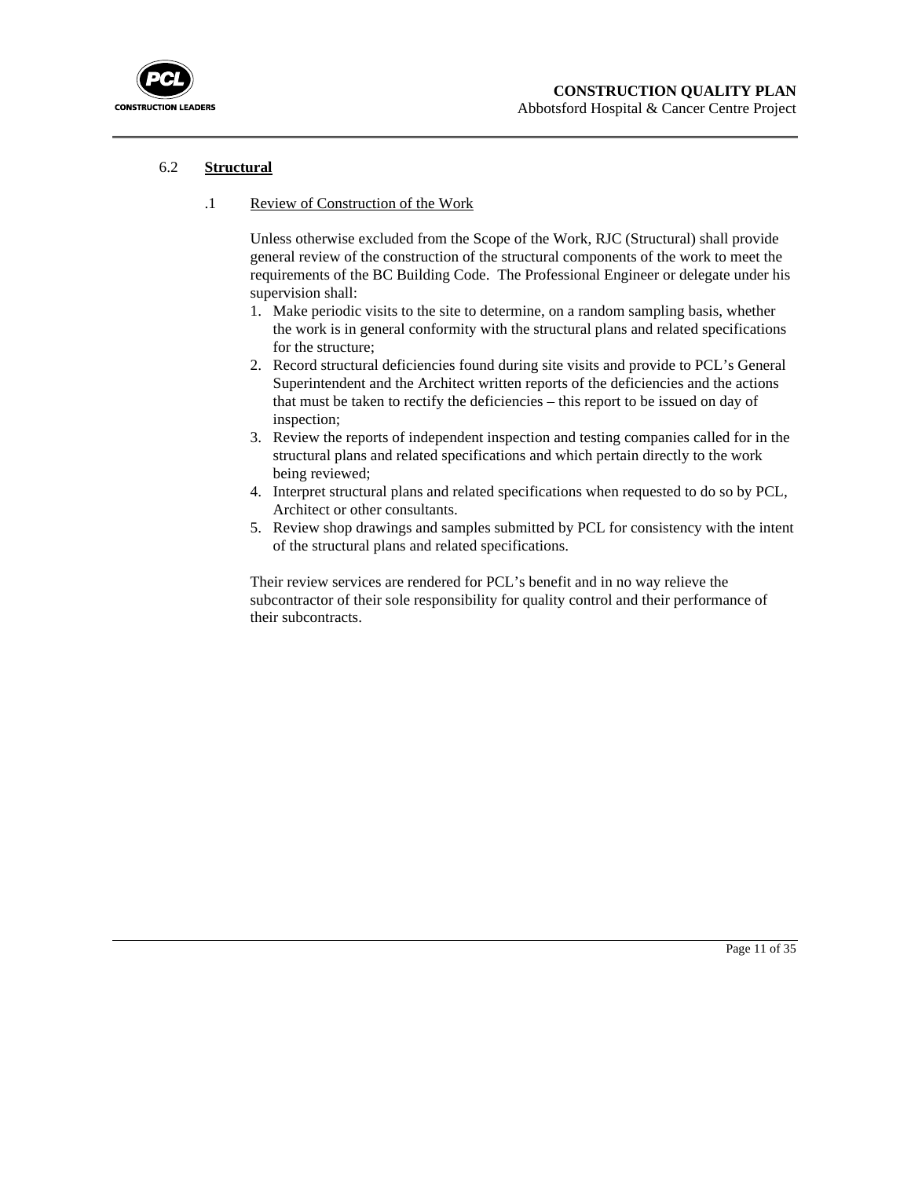## 6.2 **Structural**

### .1 Review of Construction of the Work

Unless otherwise excluded from the Scope of the Work, RJC (Structural) shall provide general review of the construction of the structural components of the work to meet the requirements of the BC Building Code. The Professional Engineer or delegate under his supervision shall:

1. Make periodic visits to the site to determine, on a random sampling basis, whether the work is in general conformity with the structural plans and related specifications for the structure;
2. Record structural deficiencies found during site visits and provide to PCL's General Superintendent and the Architect written reports of the deficiencies and the actions that must be taken to rectify the deficiencies – this report to be issued on day of inspection;
3. Review the reports of independent inspection and testing companies called for in the structural plans and related specifications and which pertain directly to the work being reviewed;
4. Interpret structural plans and related specifications when requested to do so by PCL, Architect or other consultants.
5. Review shop drawings and samples submitted by PCL for consistency with the intent of the structural plans and related specifications.

Their review services are rendered for PCL's benefit and in no way relieve the subcontractor of their sole responsibility for quality control and their performance of their subcontracts.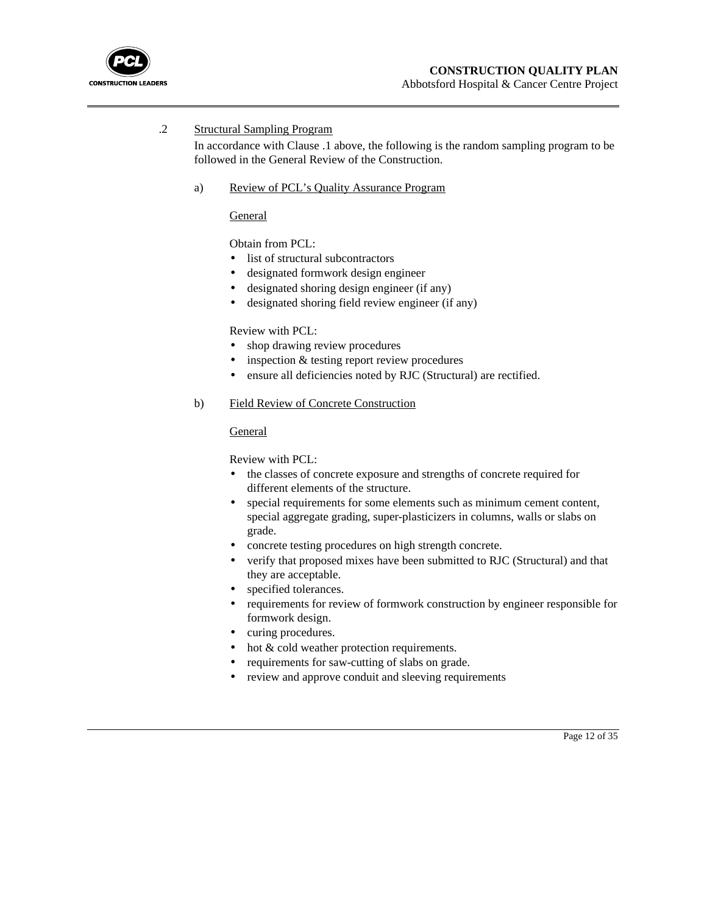.2 Structural Sampling Program

In accordance with Clause .1 above, the following is the random sampling program to be followed in the General Review of the Construction.

a) Review of PCL's Quality Assurance Program

General

Obtain from PCL:

- list of structural subcontractors
- designated formwork design engineer
- designated shoring design engineer (if any)
- designated shoring field review engineer (if any)

Review with PCL:

- shop drawing review procedures
- inspection & testing report review procedures
- ensure all deficiencies noted by RJC (Structural) are rectified.

b) Field Review of Concrete Construction

General

Review with PCL:

- the classes of concrete exposure and strengths of concrete required for different elements of the structure.
- special requirements for some elements such as minimum cement content, special aggregate grading, super-plasticizers in columns, walls or slabs on grade.
- concrete testing procedures on high strength concrete.
- verify that proposed mixes have been submitted to RJC (Structural) and that they are acceptable.
- specified tolerances.
- requirements for review of formwork construction by engineer responsible for formwork design.
- curing procedures.
- hot & cold weather protection requirements.
- requirements for saw-cutting of slabs on grade.
- review and approve conduit and sleeving requirements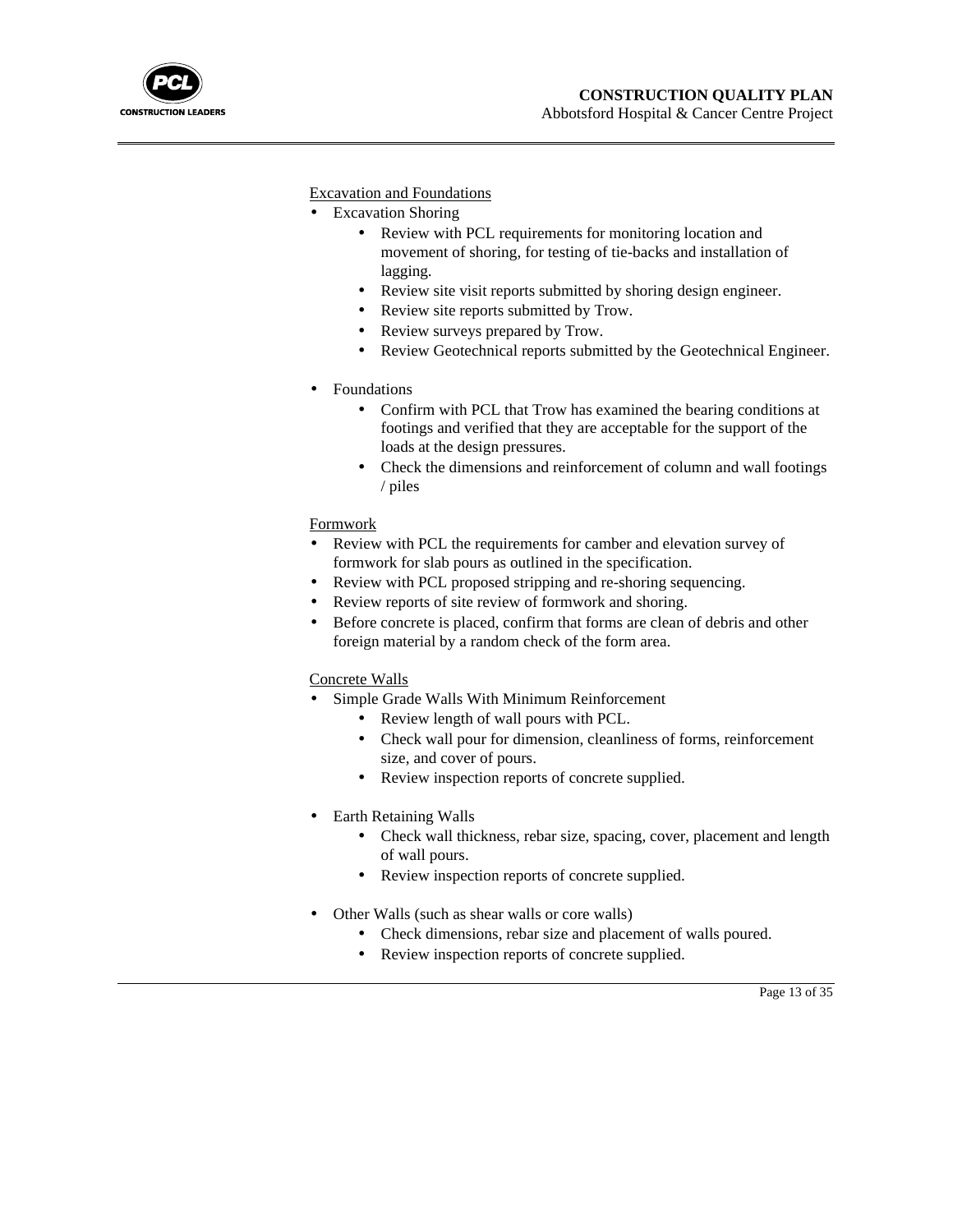Excavation and Foundations

- Excavation Shoring
    - Review with PCL requirements for monitoring location and movement of shoring, for testing of tie-backs and installation of lagging.
    - Review site visit reports submitted by shoring design engineer.
    - Review site reports submitted by Trow.
    - Review surveys prepared by Trow.
    - Review Geotechnical reports submitted by the Geotechnical Engineer.

- Foundations
    - Confirm with PCL that Trow has examined the bearing conditions at footings and verified that they are acceptable for the support of the loads at the design pressures.
    - Check the dimensions and reinforcement of column and wall footings / piles

Formwork

- Review with PCL the requirements for camber and elevation survey of formwork for slab pours as outlined in the specification.
- Review with PCL proposed stripping and re-shoring sequencing.
- Review reports of site review of formwork and shoring.
- Before concrete is placed, confirm that forms are clean of debris and other foreign material by a random check of the form area.

Concrete Walls

- Simple Grade Walls With Minimum Reinforcement
    - Review length of wall pours with PCL.
    - Check wall pour for dimension, cleanliness of forms, reinforcement size, and cover of pours.
    - Review inspection reports of concrete supplied.

- Earth Retaining Walls
    - Check wall thickness, rebar size, spacing, cover, placement and length of wall pours.
    - Review inspection reports of concrete supplied.

- Other Walls (such as shear walls or core walls)
    - Check dimensions, rebar size and placement of walls poured.
    - Review inspection reports of concrete supplied.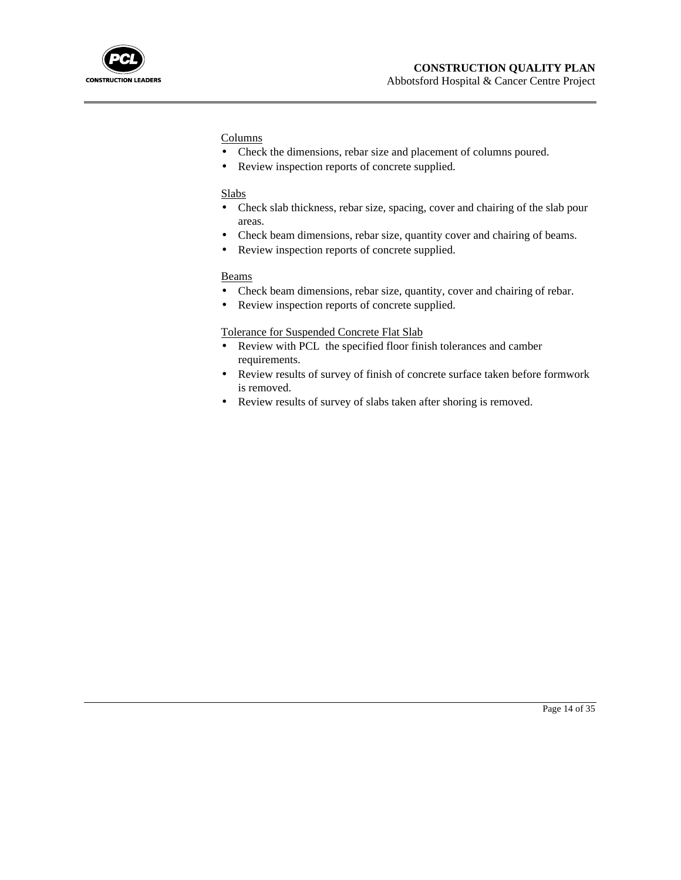Columns

- Check the dimensions, rebar size and placement of columns poured.
- Review inspection reports of concrete supplied.

Slabs

- Check slab thickness, rebar size, spacing, cover and chairing of the slab pour areas.
- Check beam dimensions, rebar size, quantity cover and chairing of beams.
- Review inspection reports of concrete supplied.

Beams

- Check beam dimensions, rebar size, quantity, cover and chairing of rebar.
- Review inspection reports of concrete supplied.

Tolerance for Suspended Concrete Flat Slab

- Review with PCL the specified floor finish tolerances and camber requirements.
- Review results of survey of finish of concrete surface taken before formwork is removed.
- Review results of survey of slabs taken after shoring is removed.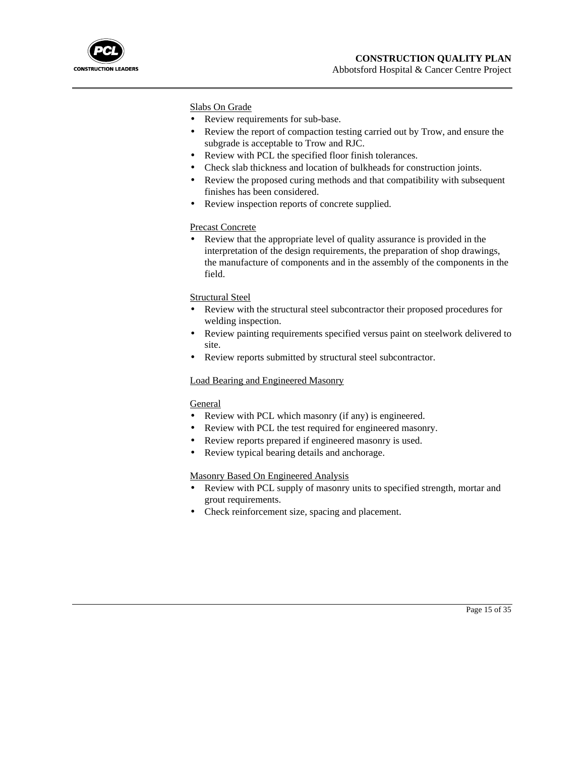Slabs On Grade

- Review requirements for sub-base.
- Review the report of compaction testing carried out by Trow, and ensure the subgrade is acceptable to Trow and RJC.
- Review with PCL the specified floor finish tolerances.
- Check slab thickness and location of bulkheads for construction joints.
- Review the proposed curing methods and that compatibility with subsequent finishes has been considered.
- Review inspection reports of concrete supplied.

Precast Concrete

- Review that the appropriate level of quality assurance is provided in the interpretation of the design requirements, the preparation of shop drawings, the manufacture of components and in the assembly of the components in the field.

Structural Steel

- Review with the structural steel subcontractor their proposed procedures for welding inspection.
- Review painting requirements specified versus paint on steelwork delivered to site.
- Review reports submitted by structural steel subcontractor.

Load Bearing and Engineered Masonry

General

- Review with PCL which masonry (if any) is engineered.
- Review with PCL the test required for engineered masonry.
- Review reports prepared if engineered masonry is used.
- Review typical bearing details and anchorage.

Masonry Based On Engineered Analysis

- Review with PCL supply of masonry units to specified strength, mortar and grout requirements.
- Check reinforcement size, spacing and placement.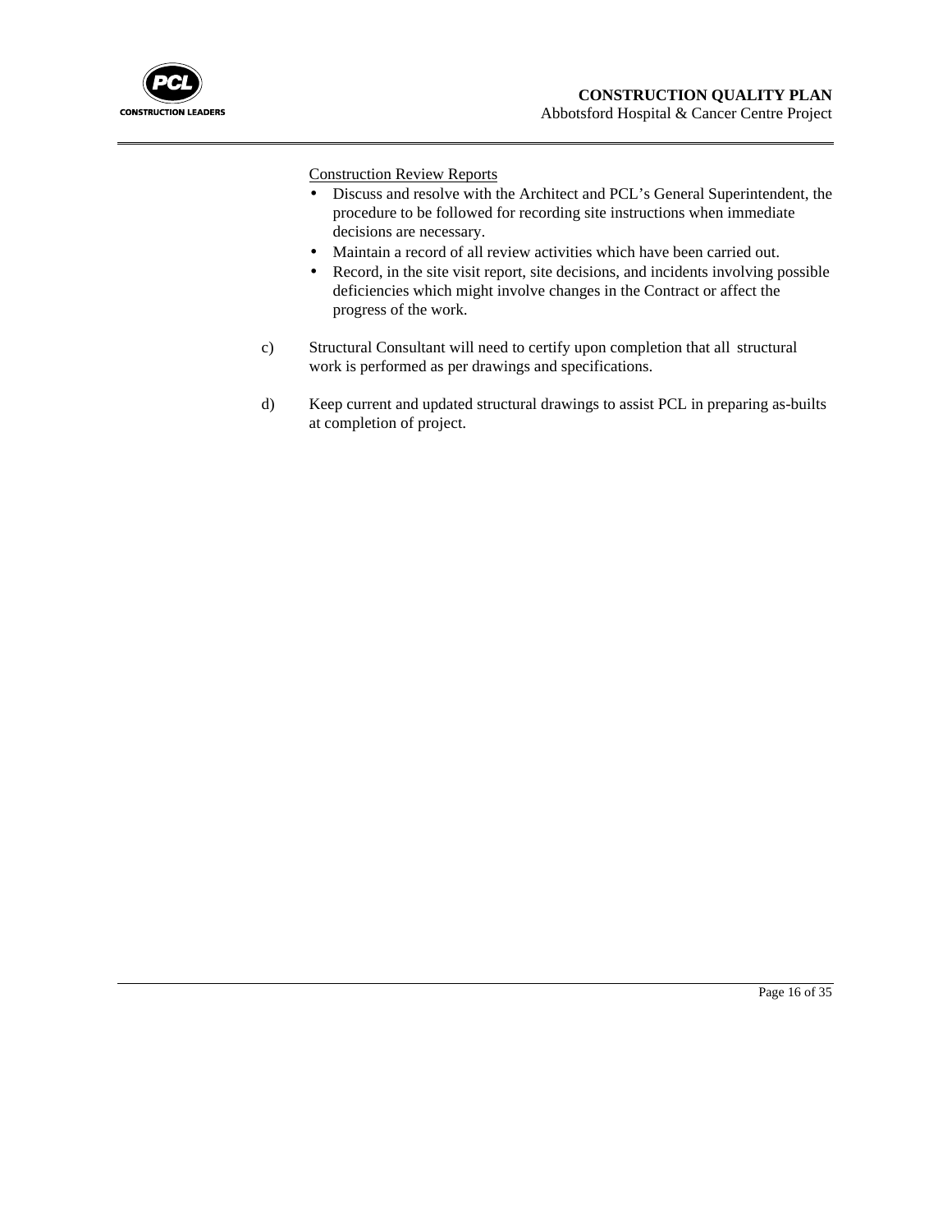Construction Review Reports

- Discuss and resolve with the Architect and PCL's General Superintendent, the procedure to be followed for recording site instructions when immediate decisions are necessary.
- Maintain a record of all review activities which have been carried out.
- Record, in the site visit report, site decisions, and incidents involving possible deficiencies which might involve changes in the Contract or affect the progress of the work.

c) Structural Consultant will need to certify upon completion that all structural work is performed as per drawings and specifications.

d) Keep current and updated structural drawings to assist PCL in preparing as-builts at completion of project.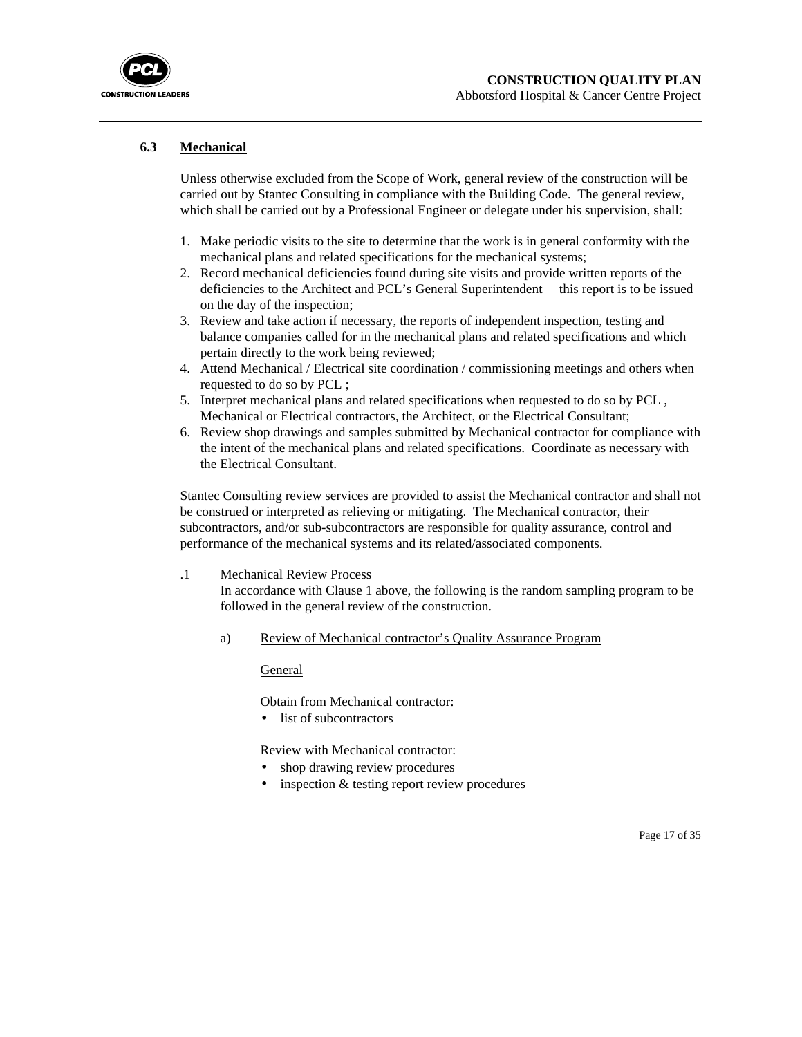## 6.3 Mechanical

Unless otherwise excluded from the Scope of Work, general review of the construction will be carried out by Stantec Consulting in compliance with the Building Code. The general review, which shall be carried out by a Professional Engineer or delegate under his supervision, shall:

1. Make periodic visits to the site to determine that the work is in general conformity with the mechanical plans and related specifications for the mechanical systems;
2. Record mechanical deficiencies found during site visits and provide written reports of the deficiencies to the Architect and PCL's General Superintendent – this report is to be issued on the day of the inspection;
3. Review and take action if necessary, the reports of independent inspection, testing and balance companies called for in the mechanical plans and related specifications and which pertain directly to the work being reviewed;
4. Attend Mechanical / Electrical site coordination / commissioning meetings and others when requested to do so by PCL ;
5. Interpret mechanical plans and related specifications when requested to do so by PCL , Mechanical or Electrical contractors, the Architect, or the Electrical Consultant;
6. Review shop drawings and samples submitted by Mechanical contractor for compliance with the intent of the mechanical plans and related specifications. Coordinate as necessary with the Electrical Consultant.

Stantec Consulting review services are provided to assist the Mechanical contractor and shall not be construed or interpreted as relieving or mitigating. The Mechanical contractor, their subcontractors, and/or sub-subcontractors are responsible for quality assurance, control and performance of the mechanical systems and its related/associated components.

.1 Mechanical Review Process

In accordance with Clause 1 above, the following is the random sampling program to be followed in the general review of the construction.

a) Review of Mechanical contractor's Quality Assurance Program

General

Obtain from Mechanical contractor:

- list of subcontractors

Review with Mechanical contractor:

- shop drawing review procedures
- inspection & testing report review procedures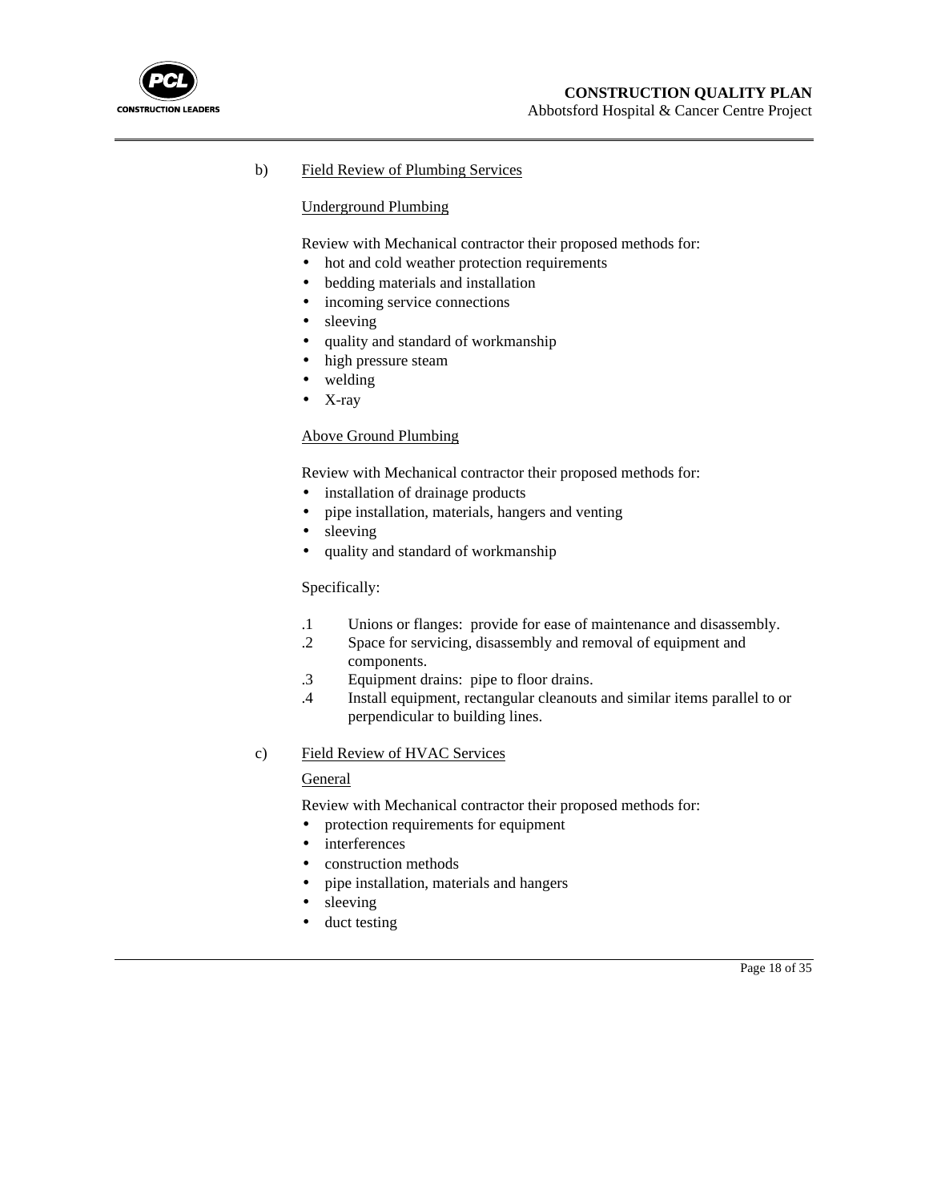b) Field Review of Plumbing Services

Underground Plumbing

Review with Mechanical contractor their proposed methods for:

- hot and cold weather protection requirements
- bedding materials and installation
- incoming service connections
- sleeving
- quality and standard of workmanship
- high pressure steam
- welding
- X-ray

Above Ground Plumbing

Review with Mechanical contractor their proposed methods for:

- installation of drainage products
- pipe installation, materials, hangers and venting
- sleeving
- quality and standard of workmanship

Specifically:

.1 Unions or flanges: provide for ease of maintenance and disassembly.
.2 Space for servicing, disassembly and removal of equipment and components.
.3 Equipment drains: pipe to floor drains.
.4 Install equipment, rectangular cleanouts and similar items parallel to or perpendicular to building lines.

c) Field Review of HVAC Services

General

Review with Mechanical contractor their proposed methods for:

- protection requirements for equipment
- interferences
- construction methods
- pipe installation, materials and hangers
- sleeving
- duct testing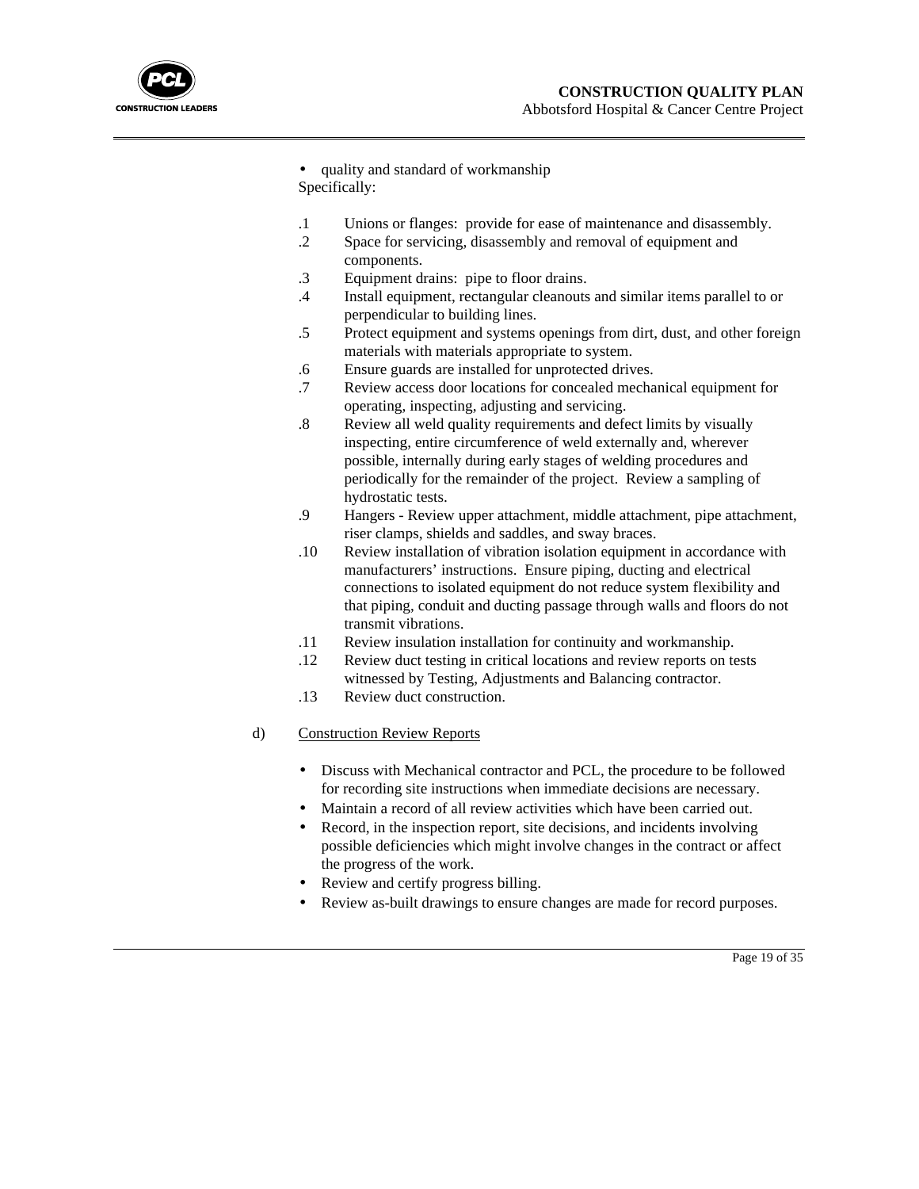- quality and standard of workmanship

Specifically:

.1 Unions or flanges: provide for ease of maintenance and disassembly.

.2 Space for servicing, disassembly and removal of equipment and components.

.3 Equipment drains: pipe to floor drains.

.4 Install equipment, rectangular cleanouts and similar items parallel to or perpendicular to building lines.

.5 Protect equipment and systems openings from dirt, dust, and other foreign materials with materials appropriate to system.

.6 Ensure guards are installed for unprotected drives.

.7 Review access door locations for concealed mechanical equipment for operating, inspecting, adjusting and servicing.

.8 Review all weld quality requirements and defect limits by visually inspecting, entire circumference of weld externally and, wherever possible, internally during early stages of welding procedures and periodically for the remainder of the project. Review a sampling of hydrostatic tests.

.9 Hangers - Review upper attachment, middle attachment, pipe attachment, riser clamps, shields and saddles, and sway braces.

.10 Review installation of vibration isolation equipment in accordance with manufacturers' instructions. Ensure piping, ducting and electrical connections to isolated equipment do not reduce system flexibility and that piping, conduit and ducting passage through walls and floors do not transmit vibrations.

.11 Review insulation installation for continuity and workmanship.

.12 Review duct testing in critical locations and review reports on tests witnessed by Testing, Adjustments and Balancing contractor.

.13 Review duct construction.

d) Construction Review Reports

- Discuss with Mechanical contractor and PCL, the procedure to be followed for recording site instructions when immediate decisions are necessary.
- Maintain a record of all review activities which have been carried out.
- Record, in the inspection report, site decisions, and incidents involving possible deficiencies which might involve changes in the contract or affect the progress of the work.
- Review and certify progress billing.
- Review as-built drawings to ensure changes are made for record purposes.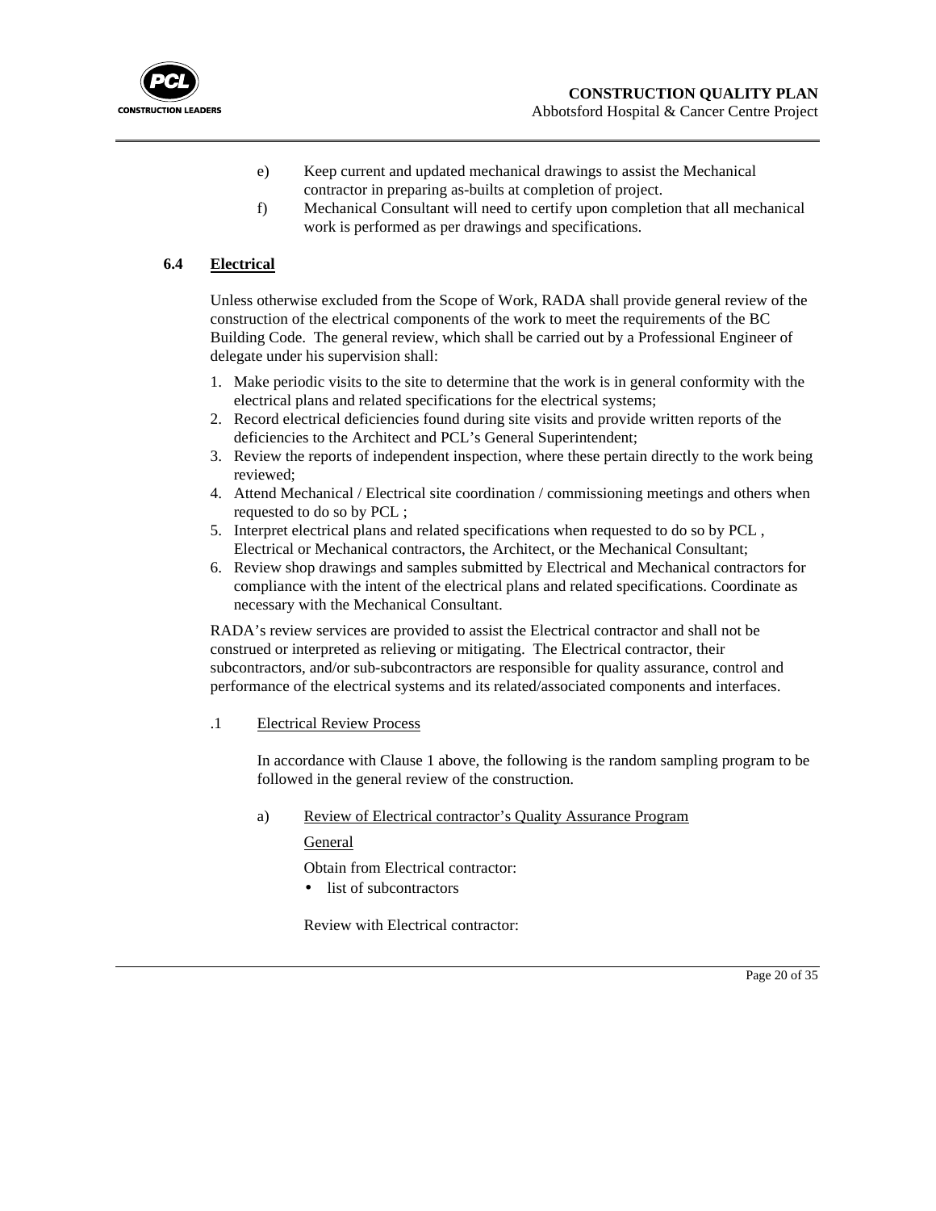e) Keep current and updated mechanical drawings to assist the Mechanical contractor in preparing as-builts at completion of project.

f) Mechanical Consultant will need to certify upon completion that all mechanical work is performed as per drawings and specifications.

## 6.4 Electrical

Unless otherwise excluded from the Scope of Work, RADA shall provide general review of the construction of the electrical components of the work to meet the requirements of the BC Building Code. The general review, which shall be carried out by a Professional Engineer of delegate under his supervision shall:

1. Make periodic visits to the site to determine that the work is in general conformity with the electrical plans and related specifications for the electrical systems;
2. Record electrical deficiencies found during site visits and provide written reports of the deficiencies to the Architect and PCL's General Superintendent;
3. Review the reports of independent inspection, where these pertain directly to the work being reviewed;
4. Attend Mechanical / Electrical site coordination / commissioning meetings and others when requested to do so by PCL ;
5. Interpret electrical plans and related specifications when requested to do so by PCL , Electrical or Mechanical contractors, the Architect, or the Mechanical Consultant;
6. Review shop drawings and samples submitted by Electrical and Mechanical contractors for compliance with the intent of the electrical plans and related specifications. Coordinate as necessary with the Mechanical Consultant.

RADA's review services are provided to assist the Electrical contractor and shall not be construed or interpreted as relieving or mitigating. The Electrical contractor, their subcontractors, and/or sub-subcontractors are responsible for quality assurance, control and performance of the electrical systems and its related/associated components and interfaces.

.1 Electrical Review Process

In accordance with Clause 1 above, the following is the random sampling program to be followed in the general review of the construction.

a) Review of Electrical contractor's Quality Assurance Program

General

Obtain from Electrical contractor:

- list of subcontractors

Review with Electrical contractor: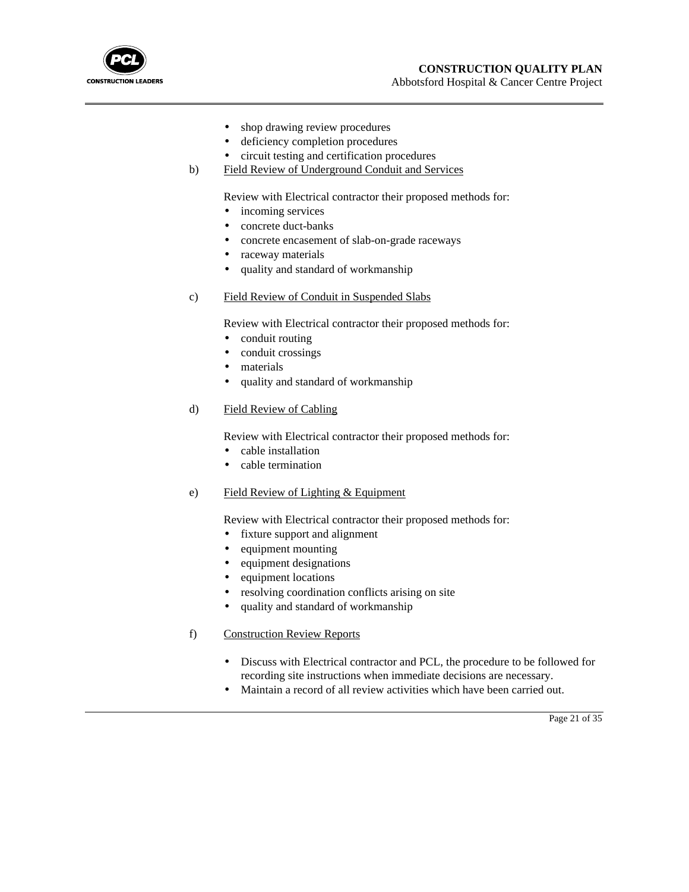- shop drawing review procedures
- deficiency completion procedures
- circuit testing and certification procedures

b) Field Review of Underground Conduit and Services

Review with Electrical contractor their proposed methods for:

- incoming services
- concrete duct-banks
- concrete encasement of slab-on-grade raceways
- raceway materials
- quality and standard of workmanship

c) Field Review of Conduit in Suspended Slabs

Review with Electrical contractor their proposed methods for:

- conduit routing
- conduit crossings
- materials
- quality and standard of workmanship

d) Field Review of Cabling

Review with Electrical contractor their proposed methods for:

- cable installation
- cable termination

e) Field Review of Lighting & Equipment

Review with Electrical contractor their proposed methods for:

- fixture support and alignment
- equipment mounting
- equipment designations
- equipment locations
- resolving coordination conflicts arising on site
- quality and standard of workmanship

f) Construction Review Reports

- Discuss with Electrical contractor and PCL, the procedure to be followed for recording site instructions when immediate decisions are necessary.
- Maintain a record of all review activities which have been carried out.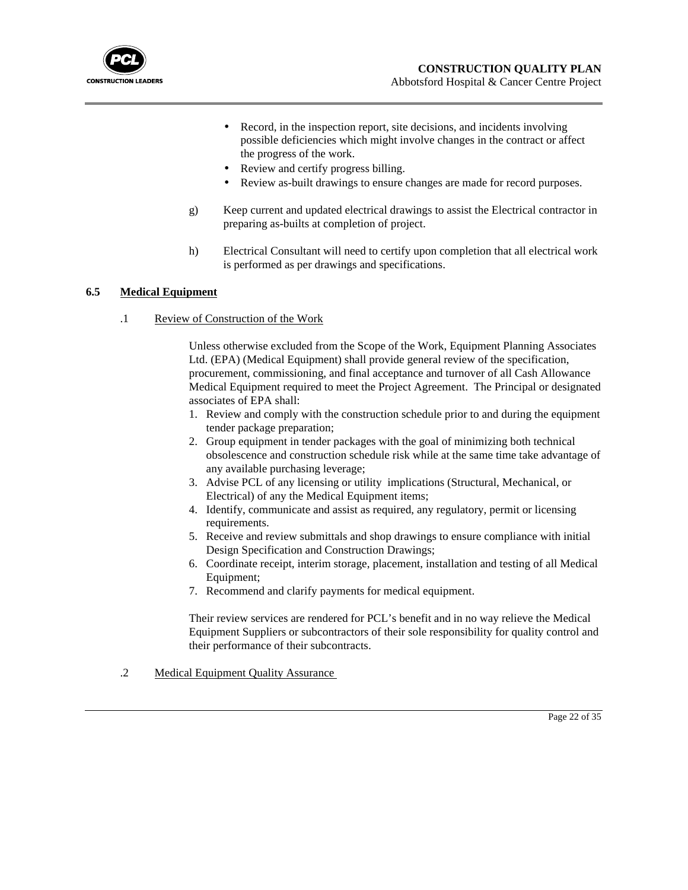- Record, in the inspection report, site decisions, and incidents involving possible deficiencies which might involve changes in the contract or affect the progress of the work.
- Review and certify progress billing.
- Review as-built drawings to ensure changes are made for record purposes.

g) Keep current and updated electrical drawings to assist the Electrical contractor in preparing as-builts at completion of project.

h) Electrical Consultant will need to certify upon completion that all electrical work is performed as per drawings and specifications.

### 6.5 **Medical Equipment**

.1 Review of Construction of the Work

Unless otherwise excluded from the Scope of the Work, Equipment Planning Associates Ltd. (EPA) (Medical Equipment) shall provide general review of the specification, procurement, commissioning, and final acceptance and turnover of all Cash Allowance Medical Equipment required to meet the Project Agreement. The Principal or designated associates of EPA shall:

1. Review and comply with the construction schedule prior to and during the equipment tender package preparation;
2. Group equipment in tender packages with the goal of minimizing both technical obsolescence and construction schedule risk while at the same time take advantage of any available purchasing leverage;
3. Advise PCL of any licensing or utility implications (Structural, Mechanical, or Electrical) of any the Medical Equipment items;
4. Identify, communicate and assist as required, any regulatory, permit or licensing requirements.
5. Receive and review submittals and shop drawings to ensure compliance with initial Design Specification and Construction Drawings;
6. Coordinate receipt, interim storage, placement, installation and testing of all Medical Equipment;
7. Recommend and clarify payments for medical equipment.

Their review services are rendered for PCL's benefit and in no way relieve the Medical Equipment Suppliers or subcontractors of their sole responsibility for quality control and their performance of their subcontracts.

.2 Medical Equipment Quality Assurance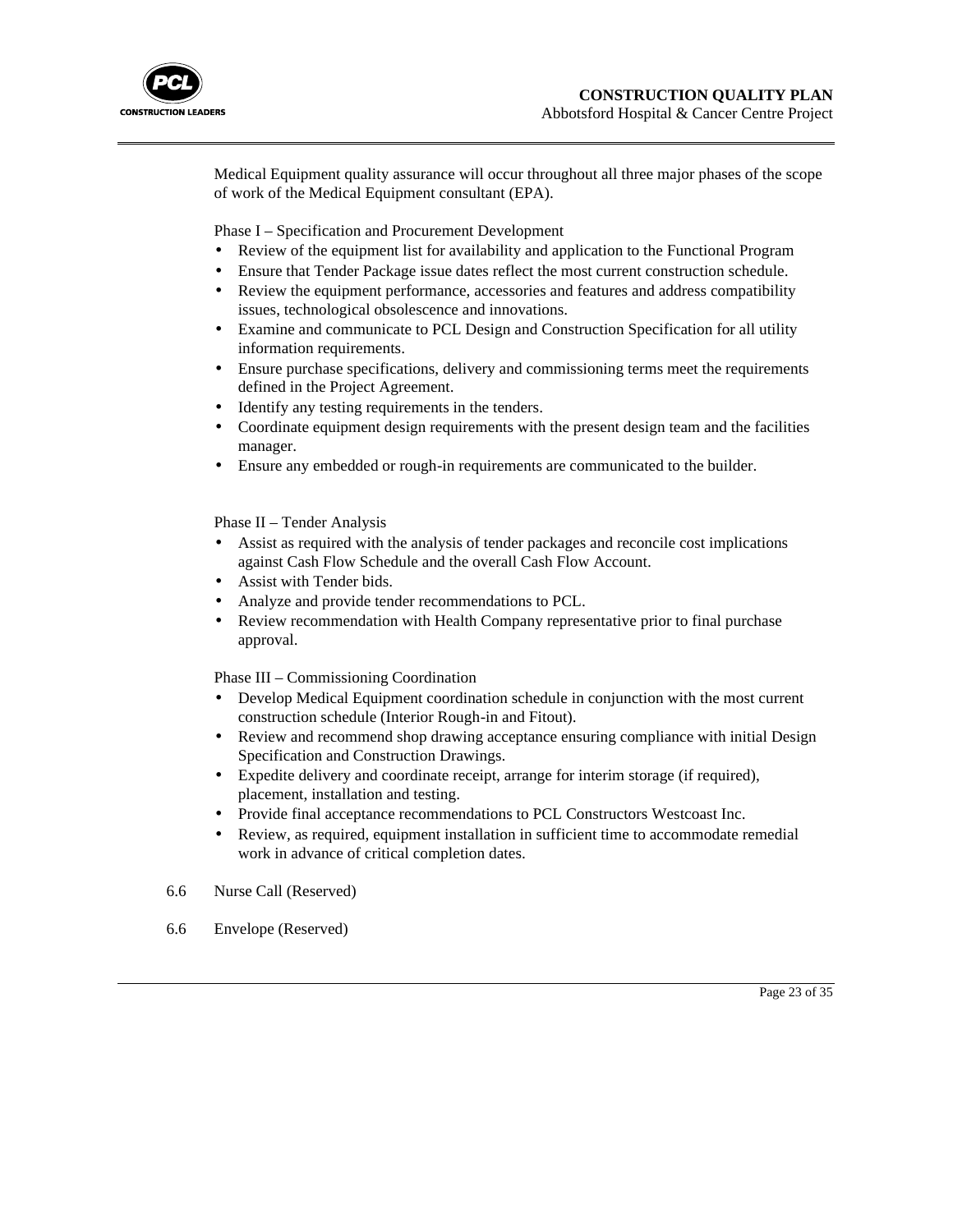Medical Equipment quality assurance will occur throughout all three major phases of the scope of work of the Medical Equipment consultant (EPA).

Phase I – Specification and Procurement Development

- Review of the equipment list for availability and application to the Functional Program
- Ensure that Tender Package issue dates reflect the most current construction schedule.
- Review the equipment performance, accessories and features and address compatibility issues, technological obsolescence and innovations.
- Examine and communicate to PCL Design and Construction Specification for all utility information requirements.
- Ensure purchase specifications, delivery and commissioning terms meet the requirements defined in the Project Agreement.
- Identify any testing requirements in the tenders.
- Coordinate equipment design requirements with the present design team and the facilities manager.
- Ensure any embedded or rough-in requirements are communicated to the builder.

Phase II – Tender Analysis

- Assist as required with the analysis of tender packages and reconcile cost implications against Cash Flow Schedule and the overall Cash Flow Account.
- Assist with Tender bids.
- Analyze and provide tender recommendations to PCL.
- Review recommendation with Health Company representative prior to final purchase approval.

Phase III – Commissioning Coordination

- Develop Medical Equipment coordination schedule in conjunction with the most current construction schedule (Interior Rough-in and Fitout).
- Review and recommend shop drawing acceptance ensuring compliance with initial Design Specification and Construction Drawings.
- Expedite delivery and coordinate receipt, arrange for interim storage (if required), placement, installation and testing.
- Provide final acceptance recommendations to PCL Constructors Westcoast Inc.
- Review, as required, equipment installation in sufficient time to accommodate remedial work in advance of critical completion dates.

6.6 Nurse Call (Reserved)

6.6 Envelope (Reserved)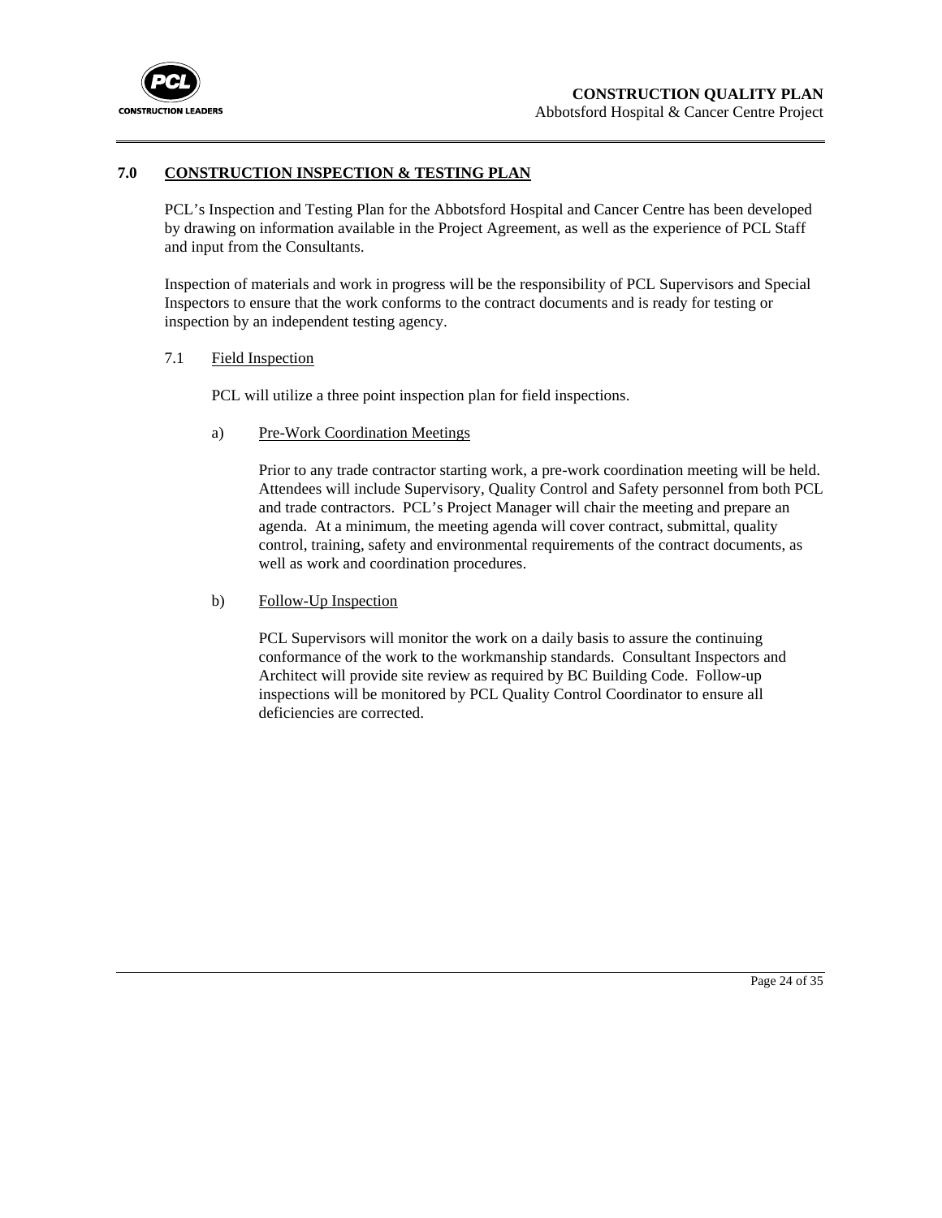## 7.0 CONSTRUCTION INSPECTION & TESTING PLAN

PCL's Inspection and Testing Plan for the Abbotsford Hospital and Cancer Centre has been developed by drawing on information available in the Project Agreement, as well as the experience of PCL Staff and input from the Consultants.

Inspection of materials and work in progress will be the responsibility of PCL Supervisors and Special Inspectors to ensure that the work conforms to the contract documents and is ready for testing or inspection by an independent testing agency.

### 7.1 Field Inspection

PCL will utilize a three point inspection plan for field inspections.

#### a) Pre-Work Coordination Meetings

Prior to any trade contractor starting work, a pre-work coordination meeting will be held. Attendees will include Supervisory, Quality Control and Safety personnel from both PCL and trade contractors. PCL's Project Manager will chair the meeting and prepare an agenda. At a minimum, the meeting agenda will cover contract, submittal, quality control, training, safety and environmental requirements of the contract documents, as well as work and coordination procedures.

#### b) Follow-Up Inspection

PCL Supervisors will monitor the work on a daily basis to assure the continuing conformance of the work to the workmanship standards. Consultant Inspectors and Architect will provide site review as required by BC Building Code. Follow-up inspections will be monitored by PCL Quality Control Coordinator to ensure all deficiencies are corrected.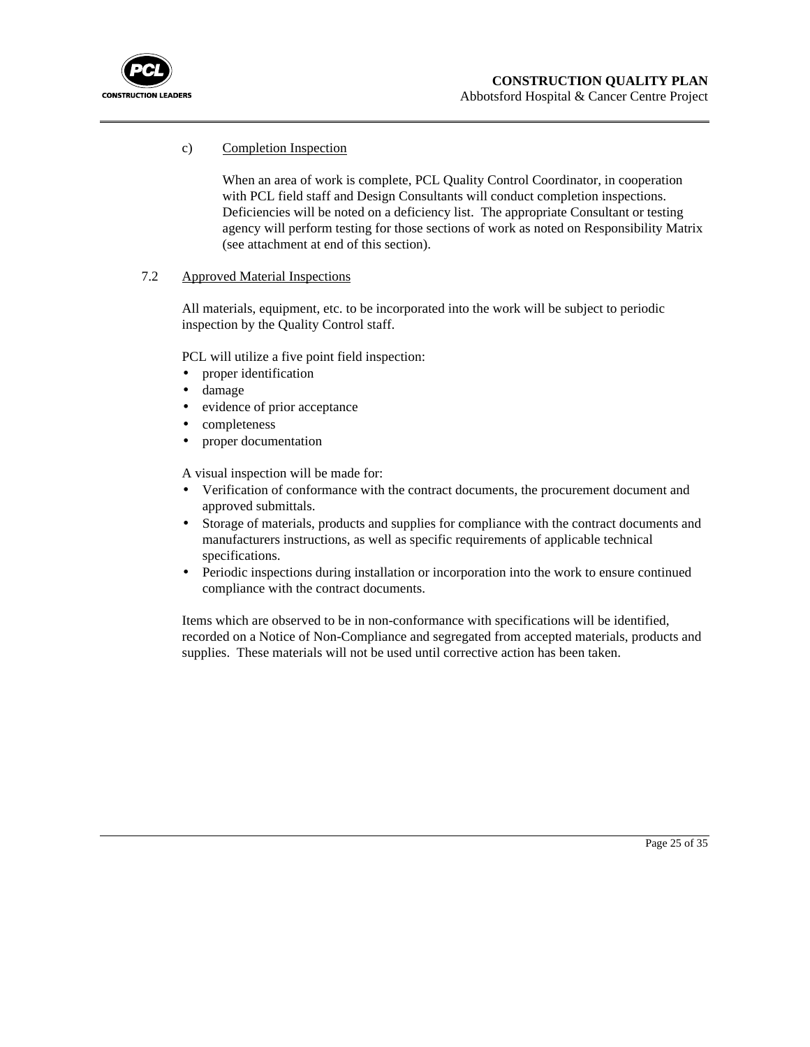c) <u>Completion Inspection</u>

When an area of work is complete, PCL Quality Control Coordinator, in cooperation with PCL field staff and Design Consultants will conduct completion inspections. Deficiencies will be noted on a deficiency list. The appropriate Consultant or testing agency will perform testing for those sections of work as noted on Responsibility Matrix (see attachment at end of this section).

## 7.2 <u>Approved Material Inspections</u>

All materials, equipment, etc. to be incorporated into the work will be subject to periodic inspection by the Quality Control staff.

PCL will utilize a five point field inspection:

- proper identification
- damage
- evidence of prior acceptance
- completeness
- proper documentation

A visual inspection will be made for:

- Verification of conformance with the contract documents, the procurement document and approved submittals.
- Storage of materials, products and supplies for compliance with the contract documents and manufacturers instructions, as well as specific requirements of applicable technical specifications.
- Periodic inspections during installation or incorporation into the work to ensure continued compliance with the contract documents.

Items which are observed to be in non-conformance with specifications will be identified, recorded on a Notice of Non-Compliance and segregated from accepted materials, products and supplies. These materials will not be used until corrective action has been taken.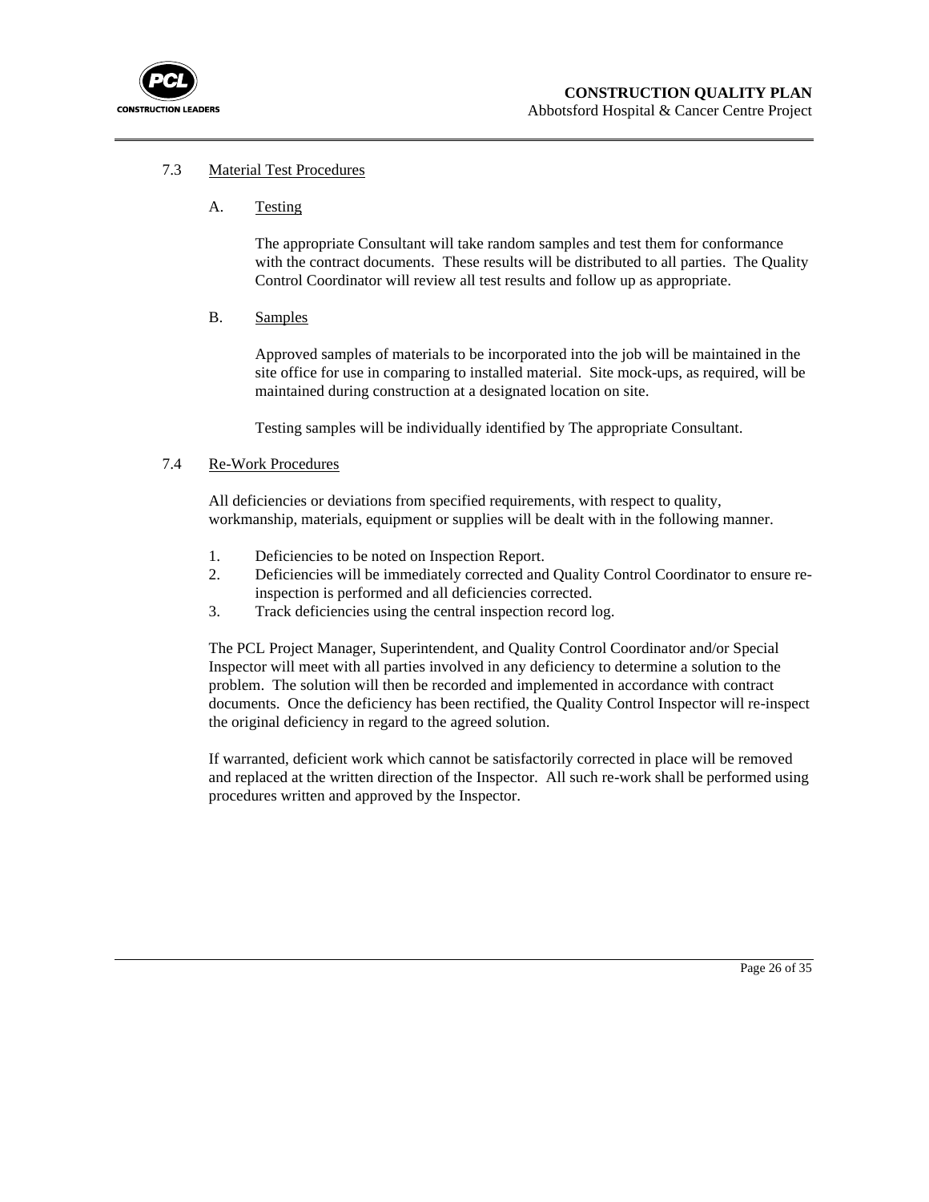### 7.3 Material Test Procedures

#### A. Testing

The appropriate Consultant will take random samples and test them for conformance with the contract documents. These results will be distributed to all parties. The Quality Control Coordinator will review all test results and follow up as appropriate.

#### B. Samples

Approved samples of materials to be incorporated into the job will be maintained in the site office for use in comparing to installed material. Site mock-ups, as required, will be maintained during construction at a designated location on site.

Testing samples will be individually identified by The appropriate Consultant.

### 7.4 Re-Work Procedures

All deficiencies or deviations from specified requirements, with respect to quality, workmanship, materials, equipment or supplies will be dealt with in the following manner.

1. Deficiencies to be noted on Inspection Report.
2. Deficiencies will be immediately corrected and Quality Control Coordinator to ensure re-inspection is performed and all deficiencies corrected.
3. Track deficiencies using the central inspection record log.

The PCL Project Manager, Superintendent, and Quality Control Coordinator and/or Special Inspector will meet with all parties involved in any deficiency to determine a solution to the problem. The solution will then be recorded and implemented in accordance with contract documents. Once the deficiency has been rectified, the Quality Control Inspector will re-inspect the original deficiency in regard to the agreed solution.

If warranted, deficient work which cannot be satisfactorily corrected in place will be removed and replaced at the written direction of the Inspector. All such re-work shall be performed using procedures written and approved by the Inspector.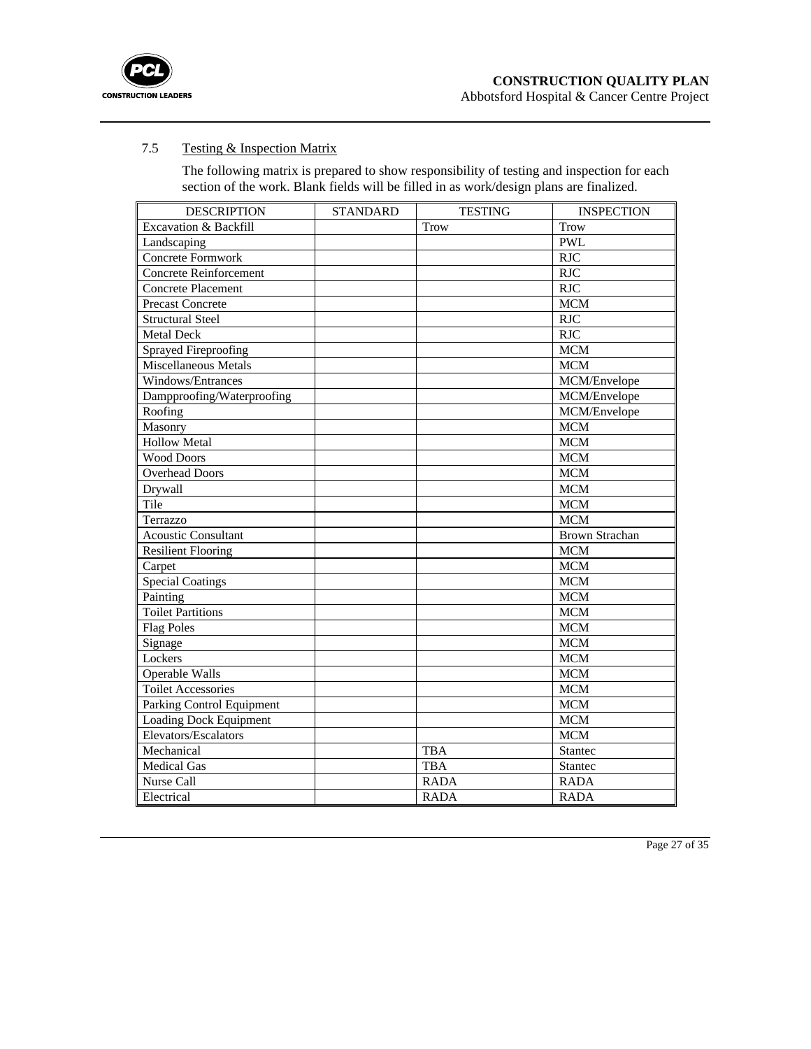## 7.5 Testing & Inspection Matrix

The following matrix is prepared to show responsibility of testing and inspection for each section of the work. Blank fields will be filled in as work/design plans are finalized.

| DESCRIPTION | STANDARD | TESTING | INSPECTION |
|---|---|---|---|
| Excavation & Backfill | | Trow | Trow |
| Landscaping | | | PWL |
| Concrete Formwork | | | RJC |
| Concrete Reinforcement | | | RJC |
| Concrete Placement | | | RJC |
| Precast Concrete | | | MCM |
| Structural Steel | | | RJC |
| Metal Deck | | | RJC |
| Sprayed Fireproofing | | | MCM |
| Miscellaneous Metals | | | MCM |
| Windows/Entrances | | | MCM/Envelope |
| Dampproofing/Waterproofing | | | MCM/Envelope |
| Roofing | | | MCM/Envelope |
| Masonry | | | MCM |
| Hollow Metal | | | MCM |
| Wood Doors | | | MCM |
| Overhead Doors | | | MCM |
| Drywall | | | MCM |
| Tile | | | MCM |
| Terrazzo | | | MCM |
| Acoustic Consultant | | | Brown Strachan |
| Resilient Flooring | | | MCM |
| Carpet | | | MCM |
| Special Coatings | | | MCM |
| Painting | | | MCM |
| Toilet Partitions | | | MCM |
| Flag Poles | | | MCM |
| Signage | | | MCM |
| Lockers | | | MCM |
| Operable Walls | | | MCM |
| Toilet Accessories | | | MCM |
| Parking Control Equipment | | | MCM |
| Loading Dock Equipment | | | MCM |
| Elevators/Escalators | | | MCM |
| Mechanical | | TBA | Stantec |
| Medical Gas | | TBA | Stantec |
| Nurse Call | | RADA | RADA |
| Electrical | | RADA | RADA |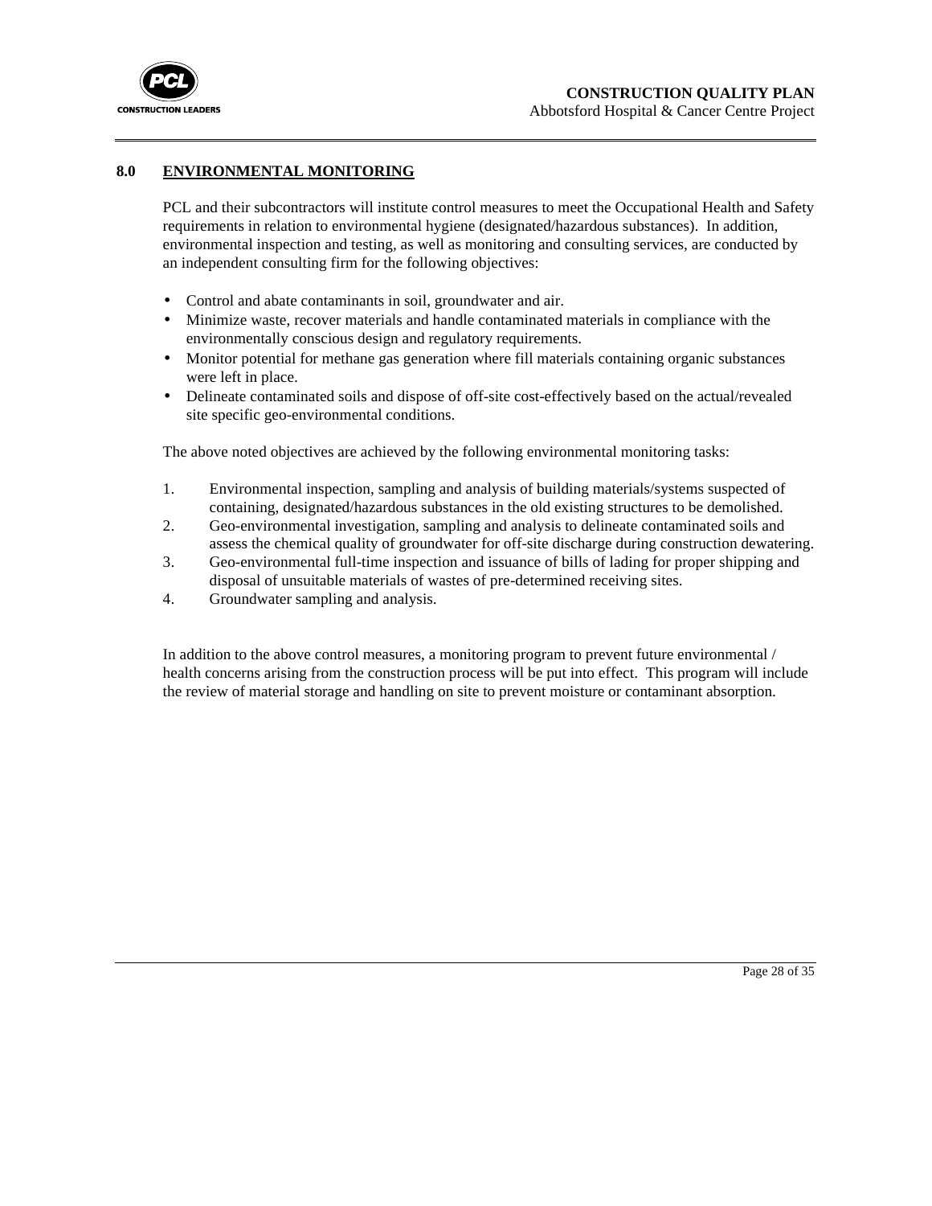## 8.0 ENVIRONMENTAL MONITORING

PCL and their subcontractors will institute control measures to meet the Occupational Health and Safety requirements in relation to environmental hygiene (designated/hazardous substances). In addition, environmental inspection and testing, as well as monitoring and consulting services, are conducted by an independent consulting firm for the following objectives:

- Control and abate contaminants in soil, groundwater and air.
- Minimize waste, recover materials and handle contaminated materials in compliance with the environmentally conscious design and regulatory requirements.
- Monitor potential for methane gas generation where fill materials containing organic substances were left in place.
- Delineate contaminated soils and dispose of off-site cost-effectively based on the actual/revealed site specific geo-environmental conditions.

The above noted objectives are achieved by the following environmental monitoring tasks:

1. Environmental inspection, sampling and analysis of building materials/systems suspected of containing, designated/hazardous substances in the old existing structures to be demolished.
2. Geo-environmental investigation, sampling and analysis to delineate contaminated soils and assess the chemical quality of groundwater for off-site discharge during construction dewatering.
3. Geo-environmental full-time inspection and issuance of bills of lading for proper shipping and disposal of unsuitable materials of wastes of pre-determined receiving sites.
4. Groundwater sampling and analysis.

In addition to the above control measures, a monitoring program to prevent future environmental / health concerns arising from the construction process will be put into effect. This program will include the review of material storage and handling on site to prevent moisture or contaminant absorption.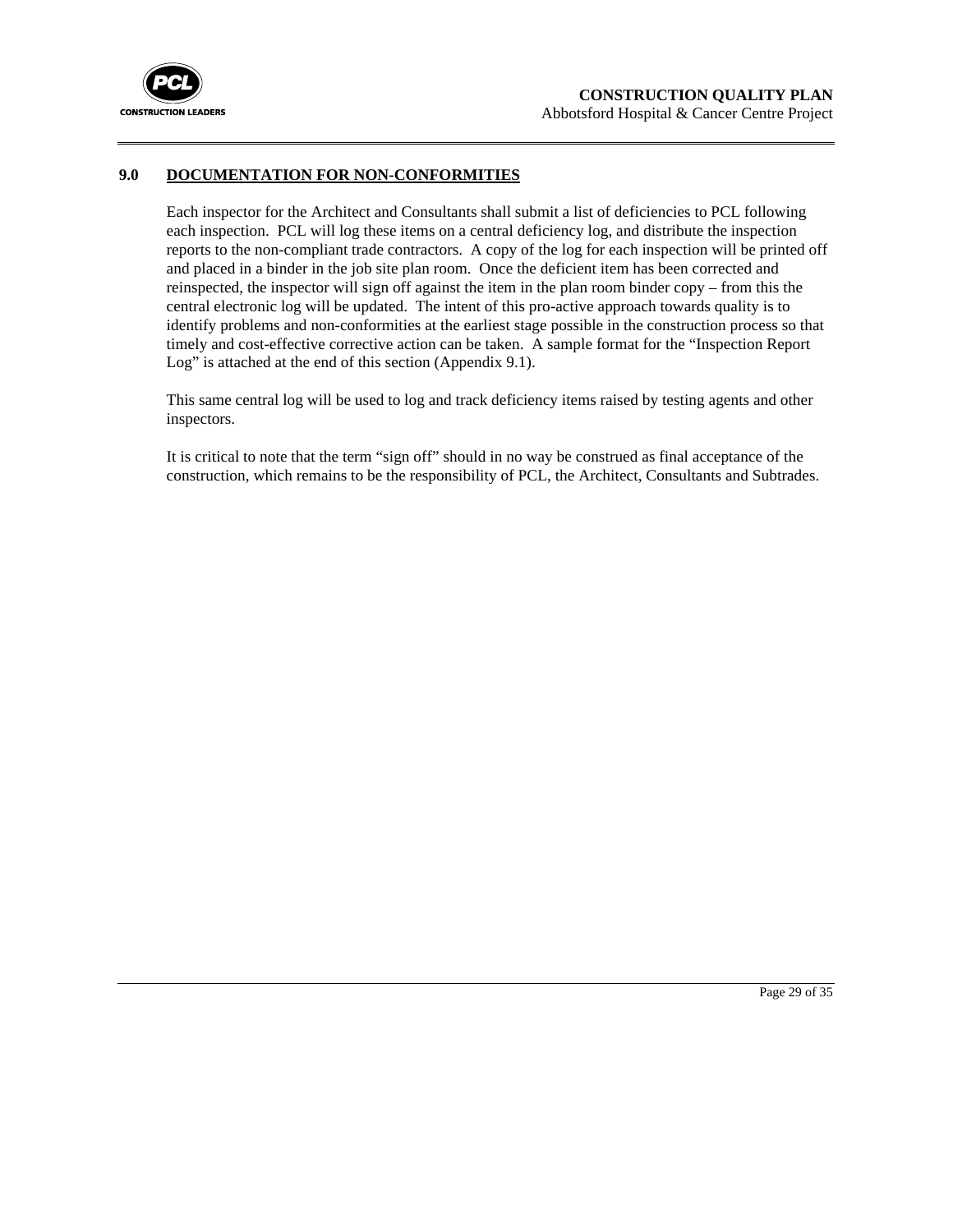## 9.0 DOCUMENTATION FOR NON-CONFORMITIES

Each inspector for the Architect and Consultants shall submit a list of deficiencies to PCL following each inspection. PCL will log these items on a central deficiency log, and distribute the inspection reports to the non-compliant trade contractors. A copy of the log for each inspection will be printed off and placed in a binder in the job site plan room. Once the deficient item has been corrected and reinspected, the inspector will sign off against the item in the plan room binder copy – from this the central electronic log will be updated. The intent of this pro-active approach towards quality is to identify problems and non-conformities at the earliest stage possible in the construction process so that timely and cost-effective corrective action can be taken. A sample format for the "Inspection Report Log" is attached at the end of this section (Appendix 9.1).

This same central log will be used to log and track deficiency items raised by testing agents and other inspectors.

It is critical to note that the term "sign off" should in no way be construed as final acceptance of the construction, which remains to be the responsibility of PCL, the Architect, Consultants and Subtrades.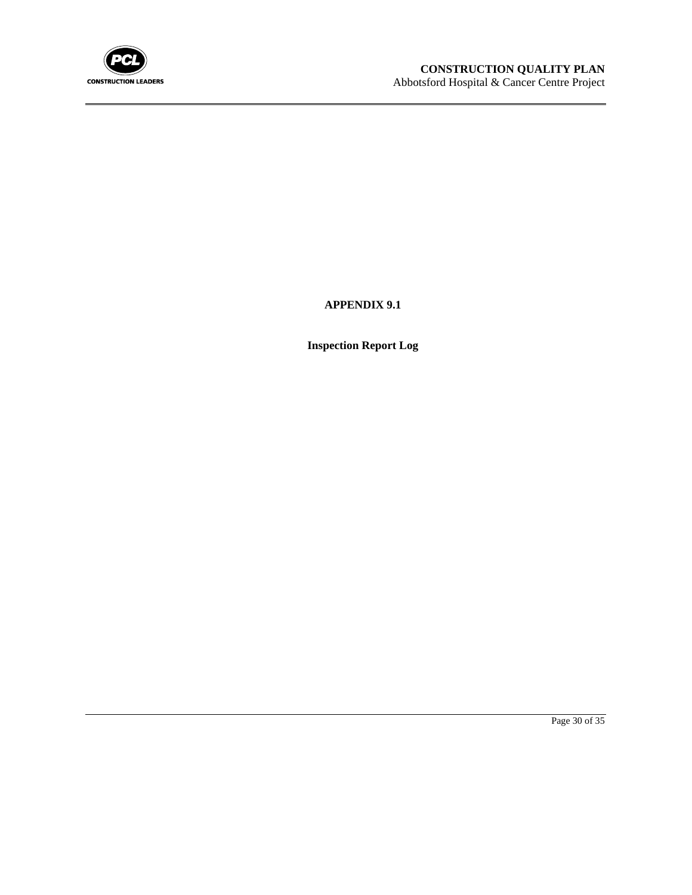# APPENDIX 9.1

## Inspection Report Log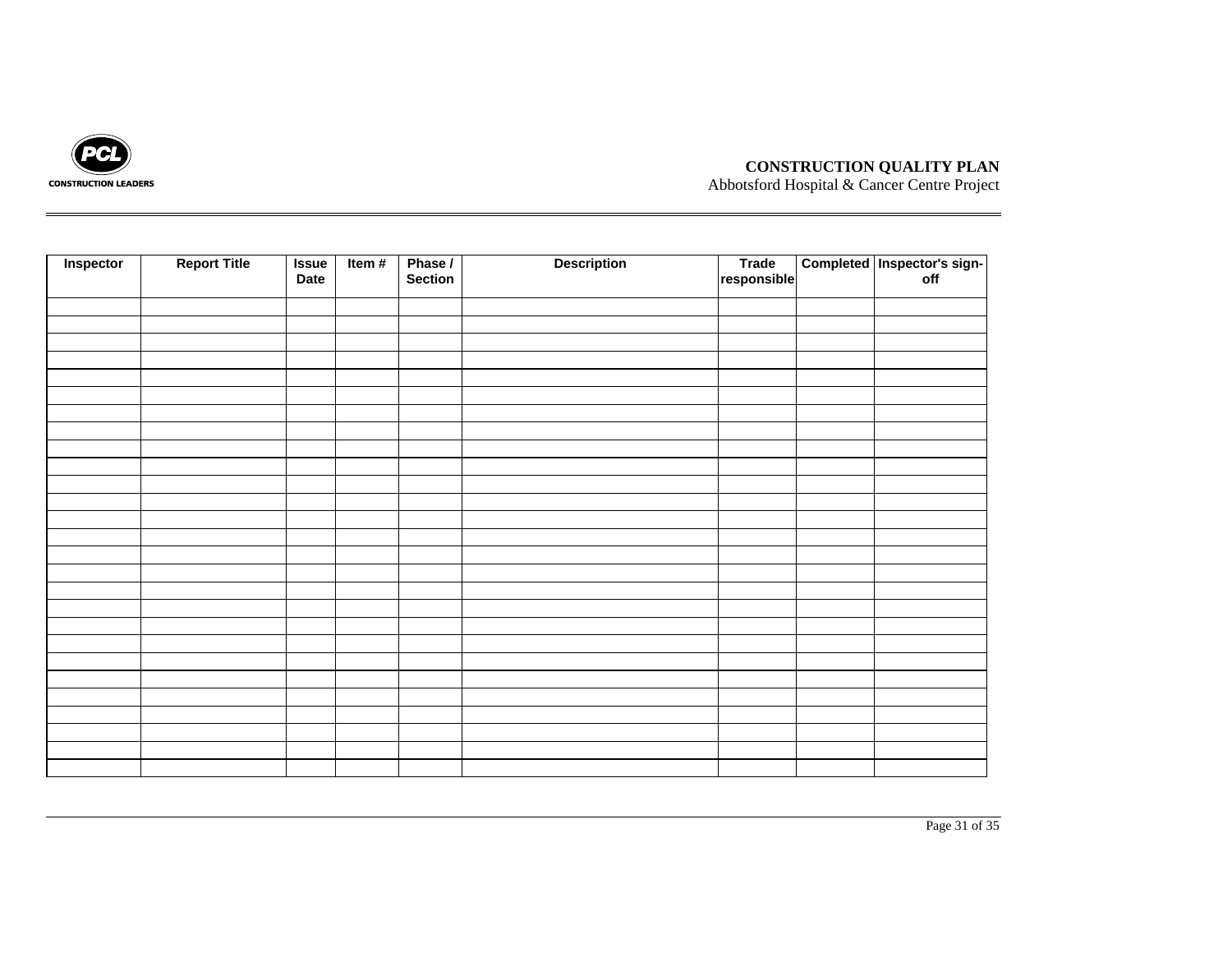| Inspector | Report Title | Issue Date | Item # | Phase / Section | Description | Trade responsible | Completed | Inspector's sign-off |
|---|---|---|---|---|---|---|---|---|
| | | | | | | | | |
| | | | | | | | | |
| | | | | | | | | |
| | | | | | | | | |
| | | | | | | | | |
| | | | | | | | | |
| | | | | | | | | |
| | | | | | | | | |
| | | | | | | | | |
| | | | | | | | | |
| | | | | | | | | |
| | | | | | | | | |
| | | | | | | | | |
| | | | | | | | | |
| | | | | | | | | |
| | | | | | | | | |
| | | | | | | | | |
| | | | | | | | | |
| | | | | | | | | |
| | | | | | | | | |
| | | | | | | | | |
| | | | | | | | | |
| | | | | | | | | |
| | | | | | | | | |
| | | | | | | | | |
| | | | | | | | | |
| | | | | | | | | |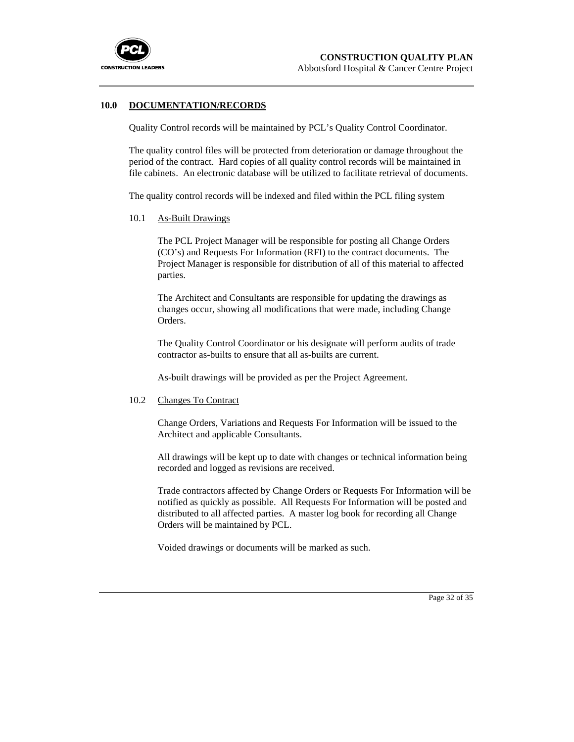## 10.0 DOCUMENTATION/RECORDS

Quality Control records will be maintained by PCL's Quality Control Coordinator.

The quality control files will be protected from deterioration or damage throughout the period of the contract. Hard copies of all quality control records will be maintained in file cabinets. An electronic database will be utilized to facilitate retrieval of documents.

The quality control records will be indexed and filed within the PCL filing system

### 10.1 As-Built Drawings

The PCL Project Manager will be responsible for posting all Change Orders (CO's) and Requests For Information (RFI) to the contract documents. The Project Manager is responsible for distribution of all of this material to affected parties.

The Architect and Consultants are responsible for updating the drawings as changes occur, showing all modifications that were made, including Change Orders.

The Quality Control Coordinator or his designate will perform audits of trade contractor as-builts to ensure that all as-builts are current.

As-built drawings will be provided as per the Project Agreement.

### 10.2 Changes To Contract

Change Orders, Variations and Requests For Information will be issued to the Architect and applicable Consultants.

All drawings will be kept up to date with changes or technical information being recorded and logged as revisions are received.

Trade contractors affected by Change Orders or Requests For Information will be notified as quickly as possible. All Requests For Information will be posted and distributed to all affected parties. A master log book for recording all Change Orders will be maintained by PCL.

Voided drawings or documents will be marked as such.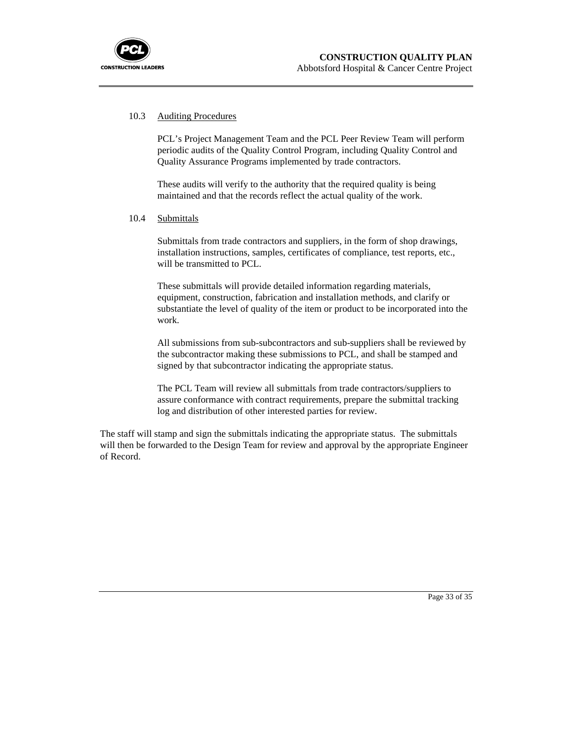### 10.3 Auditing Procedures

PCL's Project Management Team and the PCL Peer Review Team will perform periodic audits of the Quality Control Program, including Quality Control and Quality Assurance Programs implemented by trade contractors.

These audits will verify to the authority that the required quality is being maintained and that the records reflect the actual quality of the work.

### 10.4 Submittals

Submittals from trade contractors and suppliers, in the form of shop drawings, installation instructions, samples, certificates of compliance, test reports, etc., will be transmitted to PCL.

These submittals will provide detailed information regarding materials, equipment, construction, fabrication and installation methods, and clarify or substantiate the level of quality of the item or product to be incorporated into the work.

All submissions from sub-subcontractors and sub-suppliers shall be reviewed by the subcontractor making these submissions to PCL, and shall be stamped and signed by that subcontractor indicating the appropriate status.

The PCL Team will review all submittals from trade contractors/suppliers to assure conformance with contract requirements, prepare the submittal tracking log and distribution of other interested parties for review.

The staff will stamp and sign the submittals indicating the appropriate status. The submittals will then be forwarded to the Design Team for review and approval by the appropriate Engineer of Record.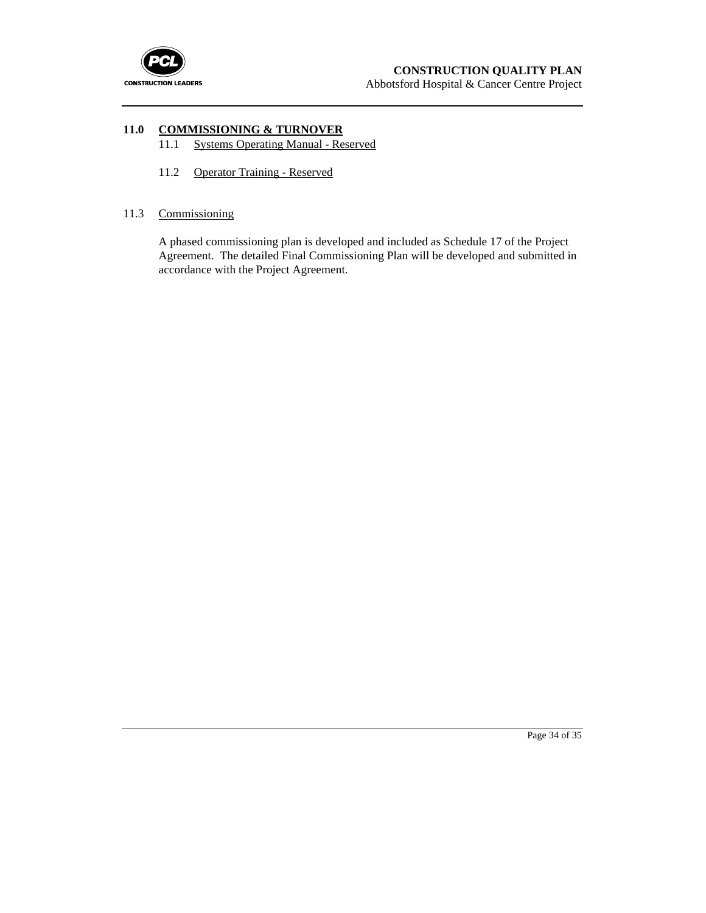## 11.0 COMMISSIONING & TURNOVER

### 11.1 Systems Operating Manual - Reserved

### 11.2 Operator Training - Reserved

### 11.3 Commissioning

A phased commissioning plan is developed and included as Schedule 17 of the Project Agreement. The detailed Final Commissioning Plan will be developed and submitted in accordance with the Project Agreement.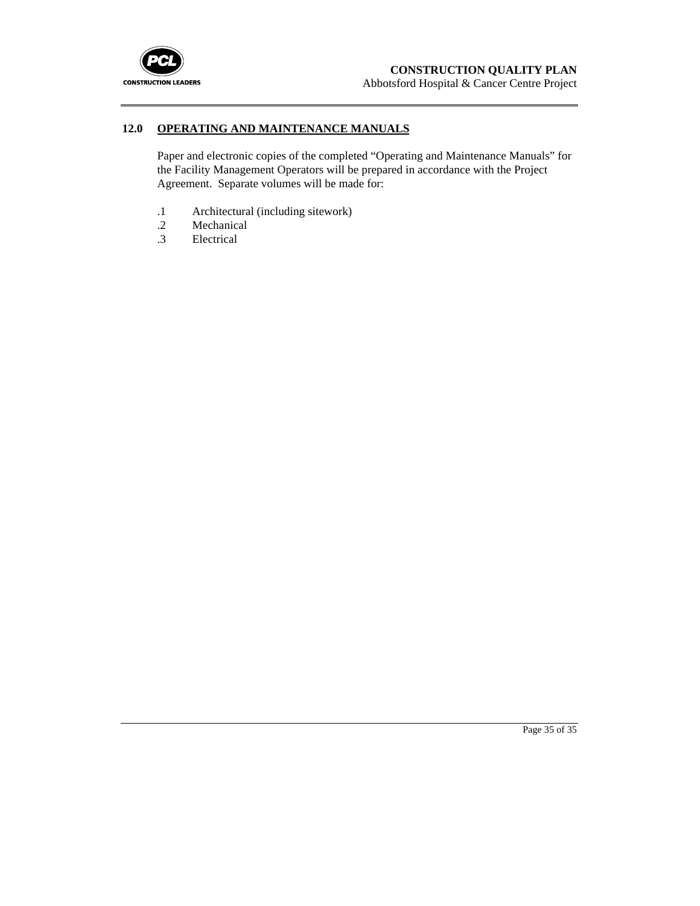## 12.0 OPERATING AND MAINTENANCE MANUALS

Paper and electronic copies of the completed "Operating and Maintenance Manuals" for the Facility Management Operators will be prepared in accordance with the Project Agreement. Separate volumes will be made for:

.1 Architectural (including sitework)
.2 Mechanical
.3 Electrical